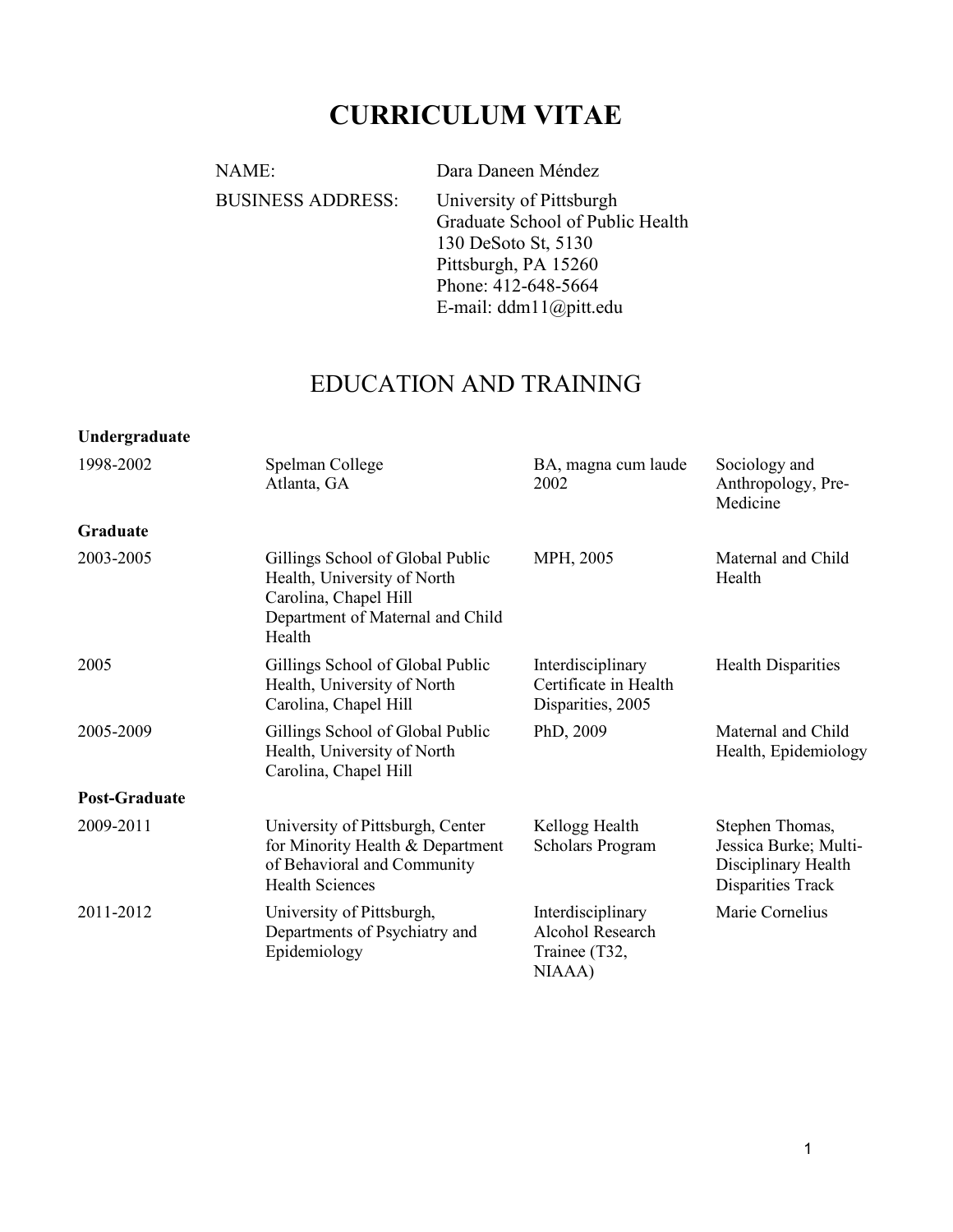# CURRICULUM VITAE

NAME: Dara Daneen Méndez

BUSINESS ADDRESS: University of Pittsburgh
Graduate School of Public Health
130 DeSoto St, 5130
Pittsburgh, PA 15260
Phone: 412-648-5664
E-mail: ddm11@pitt.edu

## EDUCATION AND TRAINING

**Undergraduate**

| | | | |
|---|---|---|---|
| 1998-2002 | Spelman College, Atlanta, GA | BA, magna cum laude 2002 | Sociology and Anthropology, Pre-Medicine |

**Graduate**

| | | | |
|---|---|---|---|
| 2003-2005 | Gillings School of Global Public Health, University of North Carolina, Chapel Hill, Department of Maternal and Child Health | MPH, 2005 | Maternal and Child Health |
| 2005 | Gillings School of Global Public Health, University of North Carolina, Chapel Hill | Interdisciplinary Certificate in Health Disparities, 2005 | Health Disparities |
| 2005-2009 | Gillings School of Global Public Health, University of North Carolina, Chapel Hill | PhD, 2009 | Maternal and Child Health, Epidemiology |

**Post-Graduate**

| | | | |
|---|---|---|---|
| 2009-2011 | University of Pittsburgh, Center for Minority Health & Department of Behavioral and Community Health Sciences | Kellogg Health Scholars Program | Stephen Thomas, Jessica Burke; Multi-Disciplinary Health Disparities Track |
| 2011-2012 | University of Pittsburgh, Departments of Psychiatry and Epidemiology | Interdisciplinary Alcohol Research Trainee (T32, NIAAA) | Marie Cornelius |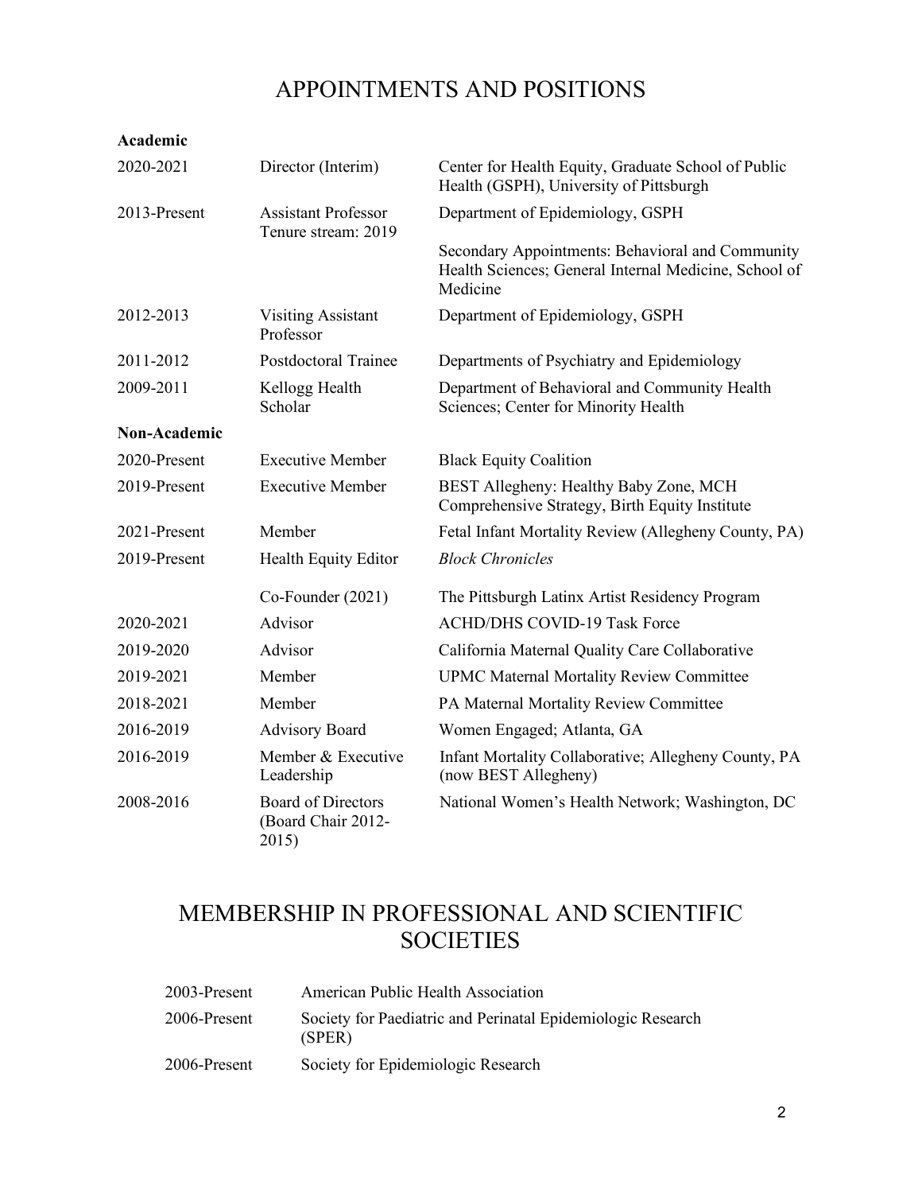# APPOINTMENTS AND POSITIONS

**Academic**

| | | |
|---|---|---|
| 2020-2021 | Director (Interim) | Center for Health Equity, Graduate School of Public Health (GSPH), University of Pittsburgh |
| 2013-Present | Assistant Professor Tenure stream: 2019 | Department of Epidemiology, GSPH |
| | | Secondary Appointments: Behavioral and Community Health Sciences; General Internal Medicine, School of Medicine |
| 2012-2013 | Visiting Assistant Professor | Department of Epidemiology, GSPH |
| 2011-2012 | Postdoctoral Trainee | Departments of Psychiatry and Epidemiology |
| 2009-2011 | Kellogg Health Scholar | Department of Behavioral and Community Health Sciences; Center for Minority Health |

**Non-Academic**

| | | |
|---|---|---|
| 2020-Present | Executive Member | Black Equity Coalition |
| 2019-Present | Executive Member | BEST Allegheny: Healthy Baby Zone, MCH Comprehensive Strategy, Birth Equity Institute |
| 2021-Present | Member | Fetal Infant Mortality Review (Allegheny County, PA) |
| 2019-Present | Health Equity Editor | *Block Chronicles* |
| | Co-Founder (2021) | The Pittsburgh Latinx Artist Residency Program |
| 2020-2021 | Advisor | ACHD/DHS COVID-19 Task Force |
| 2019-2020 | Advisor | California Maternal Quality Care Collaborative |
| 2019-2021 | Member | UPMC Maternal Mortality Review Committee |
| 2018-2021 | Member | PA Maternal Mortality Review Committee |
| 2016-2019 | Advisory Board | Women Engaged; Atlanta, GA |
| 2016-2019 | Member & Executive Leadership | Infant Mortality Collaborative; Allegheny County, PA (now BEST Allegheny) |
| 2008-2016 | Board of Directors (Board Chair 2012-2015) | National Women's Health Network; Washington, DC |

# MEMBERSHIP IN PROFESSIONAL AND SCIENTIFIC SOCIETIES

| | |
|---|---|
| 2003-Present | American Public Health Association |
| 2006-Present | Society for Paediatric and Perinatal Epidemiologic Research (SPER) |
| 2006-Present | Society for Epidemiologic Research |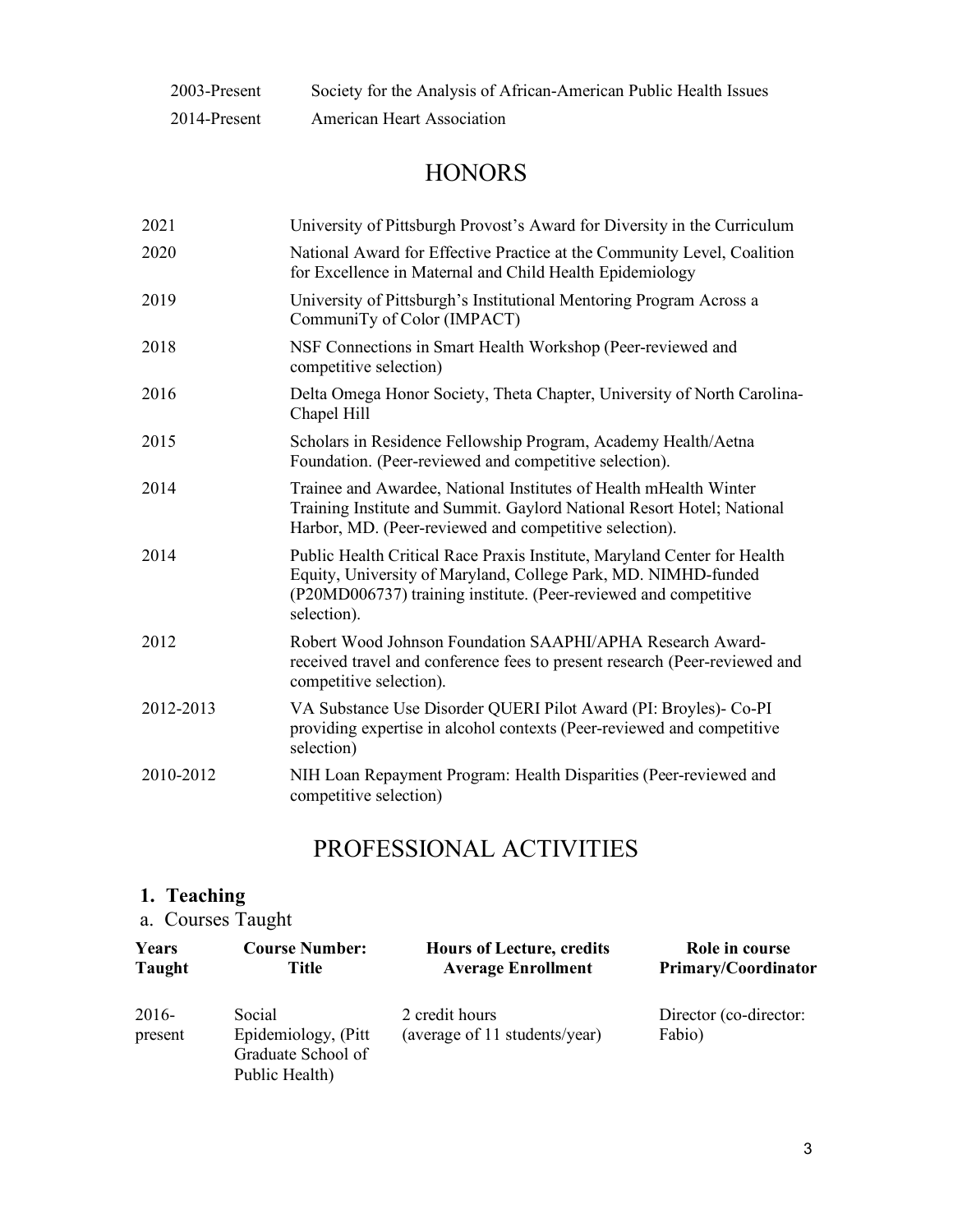| | |
|---|---|
| 2003-Present | Society for the Analysis of African-American Public Health Issues |
| 2014-Present | American Heart Association |

# HONORS

| | |
|---|---|
| 2021 | University of Pittsburgh Provost's Award for Diversity in the Curriculum |
| 2020 | National Award for Effective Practice at the Community Level, Coalition for Excellence in Maternal and Child Health Epidemiology |
| 2019 | University of Pittsburgh's Institutional Mentoring Program Across a CommuniTy of Color (IMPACT) |
| 2018 | NSF Connections in Smart Health Workshop (Peer-reviewed and competitive selection) |
| 2016 | Delta Omega Honor Society, Theta Chapter, University of North Carolina-Chapel Hill |
| 2015 | Scholars in Residence Fellowship Program, Academy Health/Aetna Foundation. (Peer-reviewed and competitive selection). |
| 2014 | Trainee and Awardee, National Institutes of Health mHealth Winter Training Institute and Summit. Gaylord National Resort Hotel; National Harbor, MD. (Peer-reviewed and competitive selection). |
| 2014 | Public Health Critical Race Praxis Institute, Maryland Center for Health Equity, University of Maryland, College Park, MD. NIMHD-funded (P20MD006737) training institute. (Peer-reviewed and competitive selection). |
| 2012 | Robert Wood Johnson Foundation SAAPHI/APHA Research Award-received travel and conference fees to present research (Peer-reviewed and competitive selection). |
| 2012-2013 | VA Substance Use Disorder QUERI Pilot Award (PI: Broyles)- Co-PI providing expertise in alcohol contexts (Peer-reviewed and competitive selection) |
| 2010-2012 | NIH Loan Repayment Program: Health Disparities (Peer-reviewed and competitive selection) |

# PROFESSIONAL ACTIVITIES

## 1. Teaching

a. Courses Taught

| Years Taught | Course Number: Title | Hours of Lecture, credits Average Enrollment | Role in course Primary/Coordinator |
|---|---|---|---|
| 2016-present | Social Epidemiology, (Pitt Graduate School of Public Health) | 2 credit hours (average of 11 students/year) | Director (co-director: Fabio) |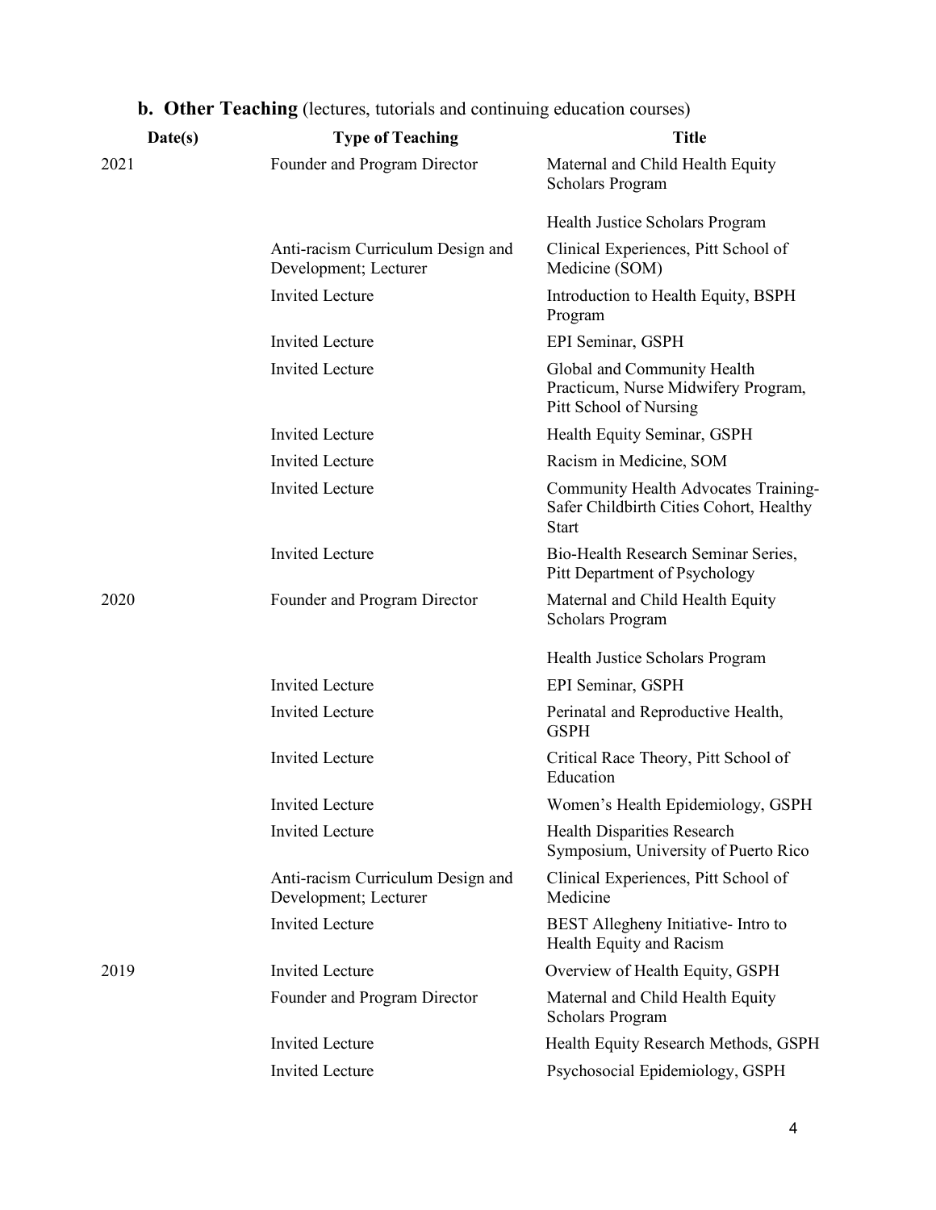### b. **Other Teaching** (lectures, tutorials and continuing education courses)

| Date(s) | Type of Teaching | Title |
|---|---|---|
| 2021 | Founder and Program Director | Maternal and Child Health Equity Scholars Program |
| | | Health Justice Scholars Program |
| | Anti-racism Curriculum Design and Development; Lecturer | Clinical Experiences, Pitt School of Medicine (SOM) |
| | Invited Lecture | Introduction to Health Equity, BSPH Program |
| | Invited Lecture | EPI Seminar, GSPH |
| | Invited Lecture | Global and Community Health Practicum, Nurse Midwifery Program, Pitt School of Nursing |
| | Invited Lecture | Health Equity Seminar, GSPH |
| | Invited Lecture | Racism in Medicine, SOM |
| | Invited Lecture | Community Health Advocates Training- Safer Childbirth Cities Cohort, Healthy Start |
| | Invited Lecture | Bio-Health Research Seminar Series, Pitt Department of Psychology |
| 2020 | Founder and Program Director | Maternal and Child Health Equity Scholars Program |
| | | Health Justice Scholars Program |
| | Invited Lecture | EPI Seminar, GSPH |
| | Invited Lecture | Perinatal and Reproductive Health, GSPH |
| | Invited Lecture | Critical Race Theory, Pitt School of Education |
| | Invited Lecture | Women's Health Epidemiology, GSPH |
| | Invited Lecture | Health Disparities Research Symposium, University of Puerto Rico |
| | Anti-racism Curriculum Design and Development; Lecturer | Clinical Experiences, Pitt School of Medicine |
| | Invited Lecture | BEST Allegheny Initiative- Intro to Health Equity and Racism |
| 2019 | Invited Lecture | Overview of Health Equity, GSPH |
| | Founder and Program Director | Maternal and Child Health Equity Scholars Program |
| | Invited Lecture | Health Equity Research Methods, GSPH |
| | Invited Lecture | Psychosocial Epidemiology, GSPH |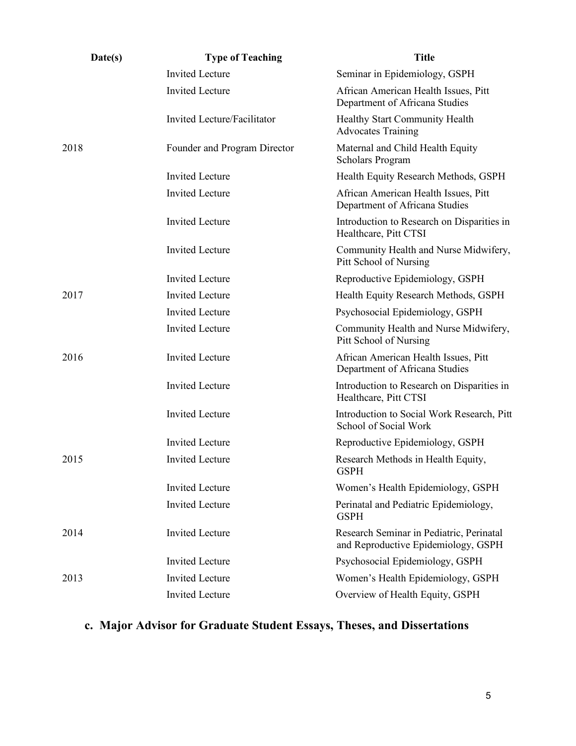| Date(s) | Type of Teaching | Title |
| --- | --- | --- |
| | Invited Lecture | Seminar in Epidemiology, GSPH |
| | Invited Lecture | African American Health Issues, Pitt Department of Africana Studies |
| | Invited Lecture/Facilitator | Healthy Start Community Health Advocates Training |
| 2018 | Founder and Program Director | Maternal and Child Health Equity Scholars Program |
| | Invited Lecture | Health Equity Research Methods, GSPH |
| | Invited Lecture | African American Health Issues, Pitt Department of Africana Studies |
| | Invited Lecture | Introduction to Research on Disparities in Healthcare, Pitt CTSI |
| | Invited Lecture | Community Health and Nurse Midwifery, Pitt School of Nursing |
| | Invited Lecture | Reproductive Epidemiology, GSPH |
| 2017 | Invited Lecture | Health Equity Research Methods, GSPH |
| | Invited Lecture | Psychosocial Epidemiology, GSPH |
| | Invited Lecture | Community Health and Nurse Midwifery, Pitt School of Nursing |
| 2016 | Invited Lecture | African American Health Issues, Pitt Department of Africana Studies |
| | Invited Lecture | Introduction to Research on Disparities in Healthcare, Pitt CTSI |
| | Invited Lecture | Introduction to Social Work Research, Pitt School of Social Work |
| | Invited Lecture | Reproductive Epidemiology, GSPH |
| 2015 | Invited Lecture | Research Methods in Health Equity, GSPH |
| | Invited Lecture | Women's Health Epidemiology, GSPH |
| | Invited Lecture | Perinatal and Pediatric Epidemiology, GSPH |
| 2014 | Invited Lecture | Research Seminar in Pediatric, Perinatal and Reproductive Epidemiology, GSPH |
| | Invited Lecture | Psychosocial Epidemiology, GSPH |
| 2013 | Invited Lecture | Women's Health Epidemiology, GSPH |
| | Invited Lecture | Overview of Health Equity, GSPH |

### c. Major Advisor for Graduate Student Essays, Theses, and Dissertations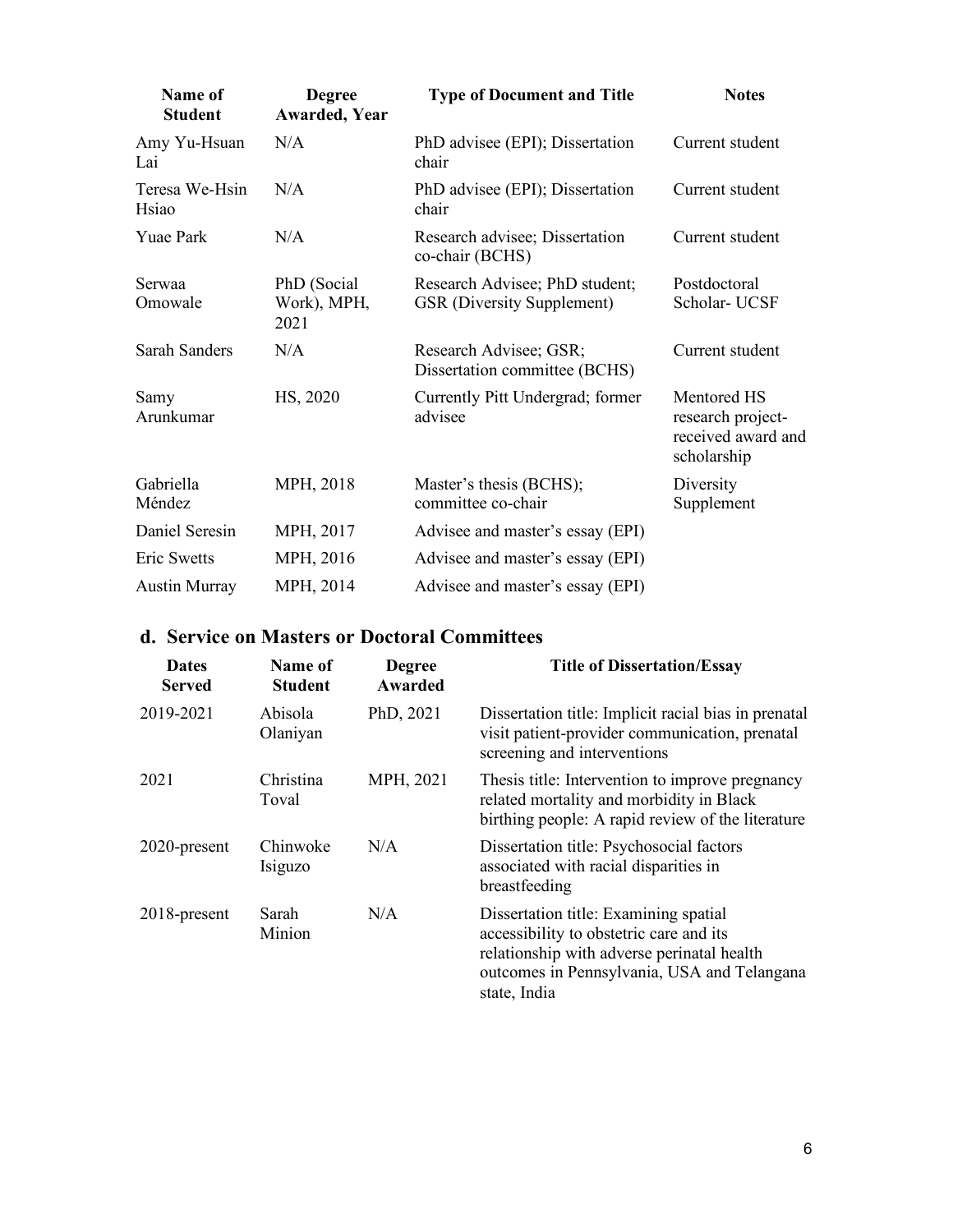| Name of Student | Degree Awarded, Year | Type of Document and Title | Notes |
| --- | --- | --- | --- |
| Amy Yu-Hsuan Lai | N/A | PhD advisee (EPI); Dissertation chair | Current student |
| Teresa We-Hsin Hsiao | N/A | PhD advisee (EPI); Dissertation chair | Current student |
| Yuae Park | N/A | Research advisee; Dissertation co-chair (BCHS) | Current student |
| Serwaa Omowale | PhD (Social Work), MPH, 2021 | Research Advisee; PhD student; GSR (Diversity Supplement) | Postdoctoral Scholar- UCSF |
| Sarah Sanders | N/A | Research Advisee; GSR; Dissertation committee (BCHS) | Current student |
| Samy Arunkumar | HS, 2020 | Currently Pitt Undergrad; former advisee | Mentored HS research project- received award and scholarship |
| Gabriella Méndez | MPH, 2018 | Master's thesis (BCHS); committee co-chair | Diversity Supplement |
| Daniel Seresin | MPH, 2017 | Advisee and master's essay (EPI) | |
| Eric Swetts | MPH, 2016 | Advisee and master's essay (EPI) | |
| Austin Murray | MPH, 2014 | Advisee and master's essay (EPI) | |

## d. Service on Masters or Doctoral Committees

| Dates Served | Name of Student | Degree Awarded | Title of Dissertation/Essay |
| --- | --- | --- | --- |
| 2019-2021 | Abisola Olaniyan | PhD, 2021 | Dissertation title: Implicit racial bias in prenatal visit patient-provider communication, prenatal screening and interventions |
| 2021 | Christina Toval | MPH, 2021 | Thesis title: Intervention to improve pregnancy related mortality and morbidity in Black birthing people: A rapid review of the literature |
| 2020-present | Chinwoke Isiguzo | N/A | Dissertation title: Psychosocial factors associated with racial disparities in breastfeeding |
| 2018-present | Sarah Minion | N/A | Dissertation title: Examining spatial accessibility to obstetric care and its relationship with adverse perinatal health outcomes in Pennsylvania, USA and Telangana state, India |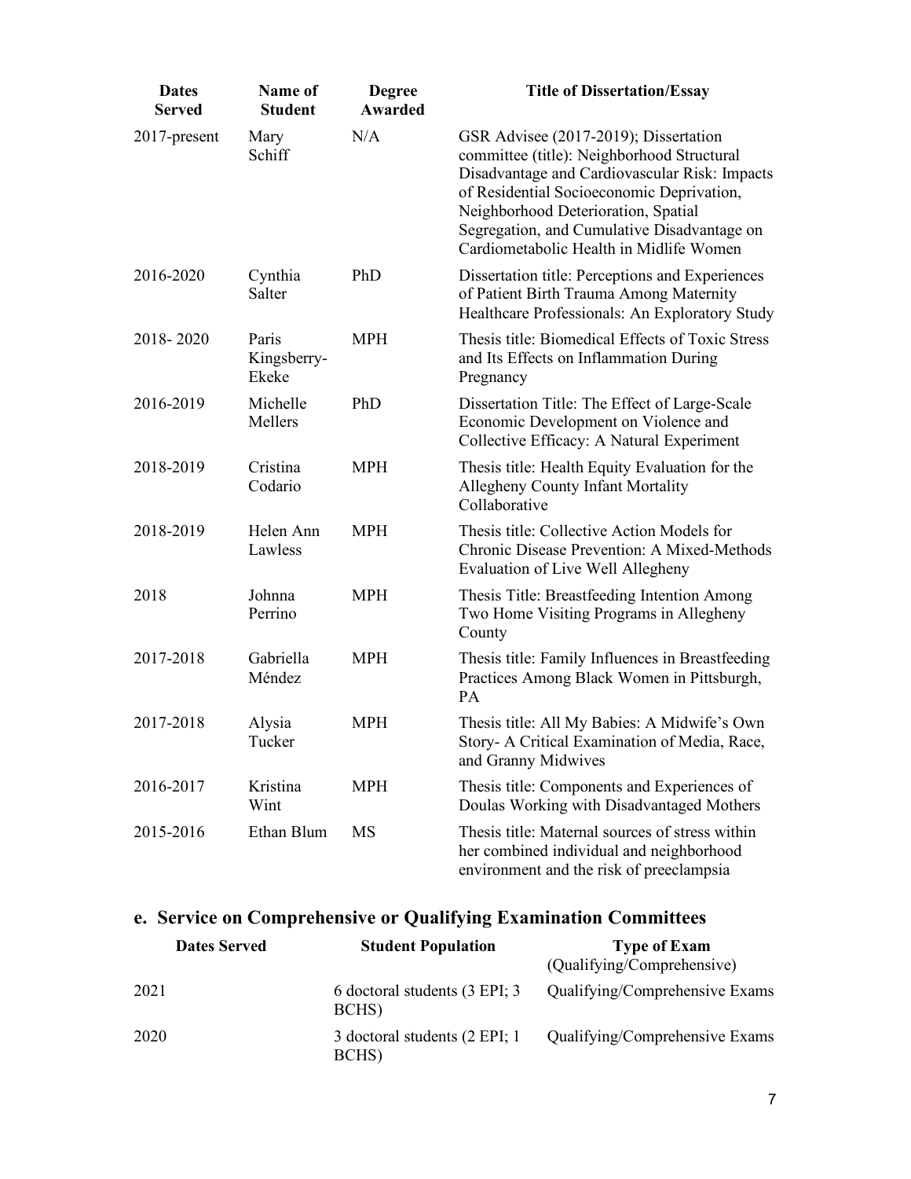| Dates Served | Name of Student | Degree Awarded | Title of Dissertation/Essay |
|---|---|---|---|
| 2017-present | Mary Schiff | N/A | GSR Advisee (2017-2019); Dissertation committee (title): Neighborhood Structural Disadvantage and Cardiovascular Risk: Impacts of Residential Socioeconomic Deprivation, Neighborhood Deterioration, Spatial Segregation, and Cumulative Disadvantage on Cardiometabolic Health in Midlife Women |
| 2016-2020 | Cynthia Salter | PhD | Dissertation title: Perceptions and Experiences of Patient Birth Trauma Among Maternity Healthcare Professionals: An Exploratory Study |
| 2018- 2020 | Paris Kingsberry-Ekeke | MPH | Thesis title: Biomedical Effects of Toxic Stress and Its Effects on Inflammation During Pregnancy |
| 2016-2019 | Michelle Mellers | PhD | Dissertation Title: The Effect of Large-Scale Economic Development on Violence and Collective Efficacy: A Natural Experiment |
| 2018-2019 | Cristina Codario | MPH | Thesis title: Health Equity Evaluation for the Allegheny County Infant Mortality Collaborative |
| 2018-2019 | Helen Ann Lawless | MPH | Thesis title: Collective Action Models for Chronic Disease Prevention: A Mixed-Methods Evaluation of Live Well Allegheny |
| 2018 | Johnna Perrino | MPH | Thesis Title: Breastfeeding Intention Among Two Home Visiting Programs in Allegheny County |
| 2017-2018 | Gabriella Méndez | MPH | Thesis title: Family Influences in Breastfeeding Practices Among Black Women in Pittsburgh, PA |
| 2017-2018 | Alysia Tucker | MPH | Thesis title: All My Babies: A Midwife's Own Story- A Critical Examination of Media, Race, and Granny Midwives |
| 2016-2017 | Kristina Wint | MPH | Thesis title: Components and Experiences of Doulas Working with Disadvantaged Mothers |
| 2015-2016 | Ethan Blum | MS | Thesis title: Maternal sources of stress within her combined individual and neighborhood environment and the risk of preeclampsia |

## e. Service on Comprehensive or Qualifying Examination Committees

| Dates Served | Student Population | Type of Exam (Qualifying/Comprehensive) |
|---|---|---|
| 2021 | 6 doctoral students (3 EPI; 3 BCHS) | Qualifying/Comprehensive Exams |
| 2020 | 3 doctoral students (2 EPI; 1 BCHS) | Qualifying/Comprehensive Exams |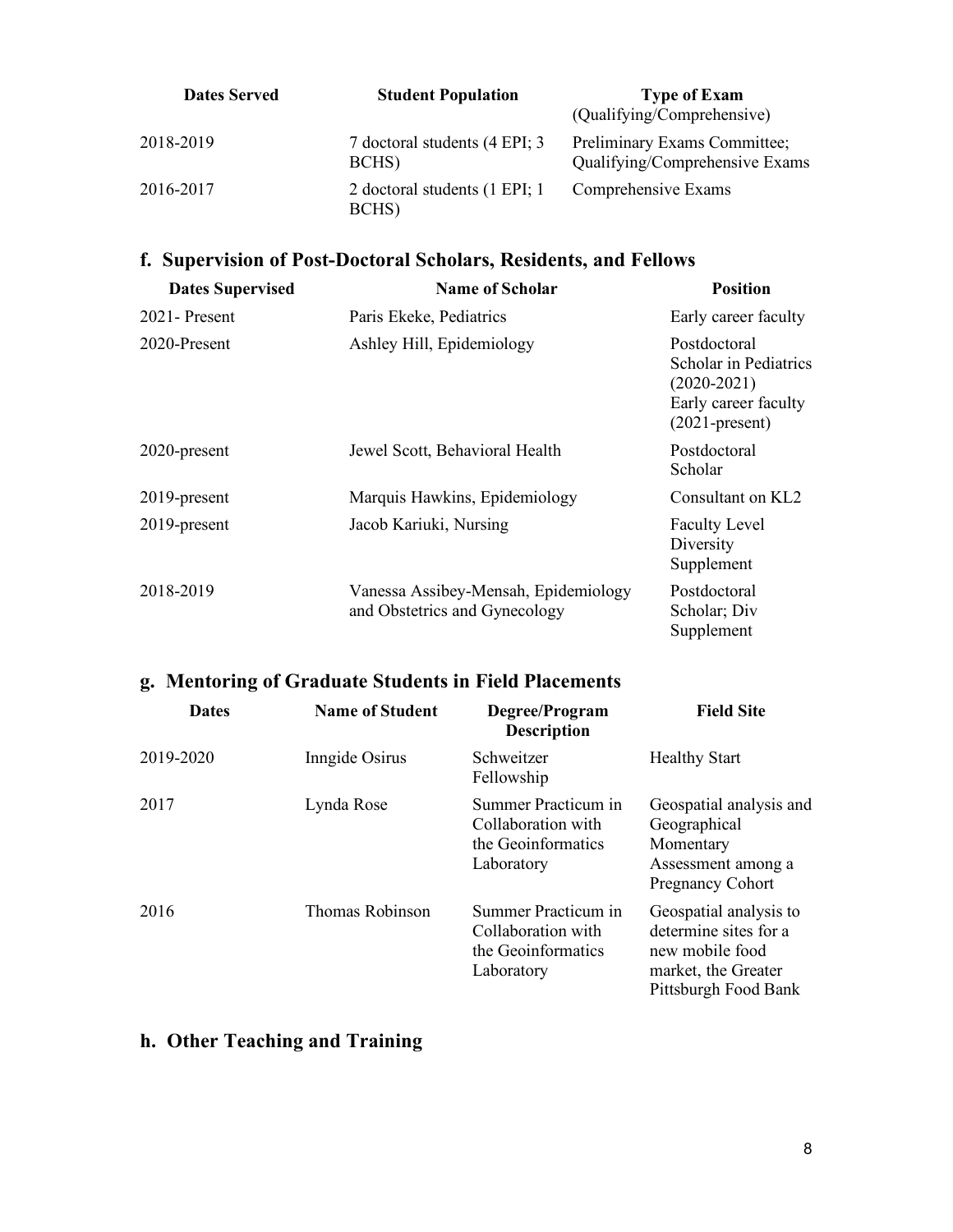| Dates Served | Student Population | Type of Exam (Qualifying/Comprehensive) |
|---|---|---|
| 2018-2019 | 7 doctoral students (4 EPI; 3 BCHS) | Preliminary Exams Committee; Qualifying/Comprehensive Exams |
| 2016-2017 | 2 doctoral students (1 EPI; 1 BCHS) | Comprehensive Exams |

## f. Supervision of Post-Doctoral Scholars, Residents, and Fellows

| Dates Supervised | Name of Scholar | Position |
|---|---|---|
| 2021- Present | Paris Ekeke, Pediatrics | Early career faculty |
| 2020-Present | Ashley Hill, Epidemiology | Postdoctoral Scholar in Pediatrics (2020-2021) Early career faculty (2021-present) |
| 2020-present | Jewel Scott, Behavioral Health | Postdoctoral Scholar |
| 2019-present | Marquis Hawkins, Epidemiology | Consultant on KL2 |
| 2019-present | Jacob Kariuki, Nursing | Faculty Level Diversity Supplement |
| 2018-2019 | Vanessa Assibey-Mensah, Epidemiology and Obstetrics and Gynecology | Postdoctoral Scholar; Div Supplement |

## g. Mentoring of Graduate Students in Field Placements

| Dates | Name of Student | Degree/Program Description | Field Site |
|---|---|---|---|
| 2019-2020 | Inngide Osirus | Schweitzer Fellowship | Healthy Start |
| 2017 | Lynda Rose | Summer Practicum in Collaboration with the Geoinformatics Laboratory | Geospatial analysis and Geographical Momentary Assessment among a Pregnancy Cohort |
| 2016 | Thomas Robinson | Summer Practicum in Collaboration with the Geoinformatics Laboratory | Geospatial analysis to determine sites for a new mobile food market, the Greater Pittsburgh Food Bank |

## h. Other Teaching and Training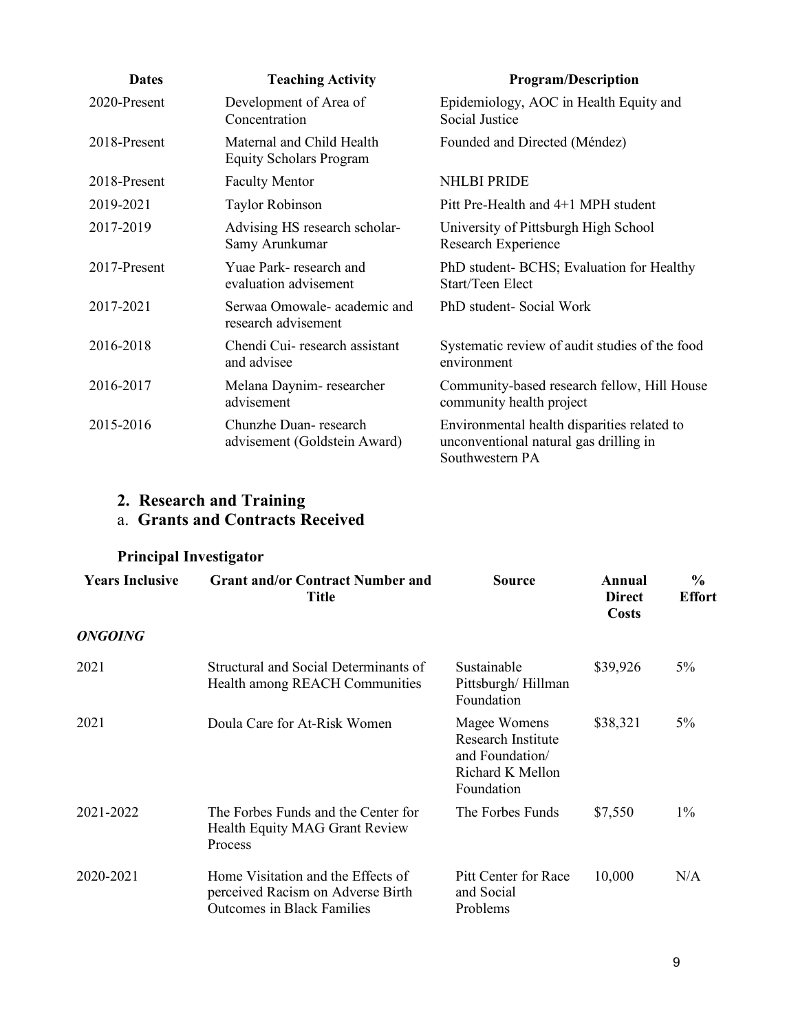| Dates | Teaching Activity | Program/Description |
|---|---|---|
| 2020-Present | Development of Area of Concentration | Epidemiology, AOC in Health Equity and Social Justice |
| 2018-Present | Maternal and Child Health Equity Scholars Program | Founded and Directed (Méndez) |
| 2018-Present | Faculty Mentor | NHLBI PRIDE |
| 2019-2021 | Taylor Robinson | Pitt Pre-Health and 4+1 MPH student |
| 2017-2019 | Advising HS research scholar- Samy Arunkumar | University of Pittsburgh High School Research Experience |
| 2017-Present | Yuae Park- research and evaluation advisement | PhD student- BCHS; Evaluation for Healthy Start/Teen Elect |
| 2017-2021 | Serwaa Omowale- academic and research advisement | PhD student- Social Work |
| 2016-2018 | Chendi Cui- research assistant and advisee | Systematic review of audit studies of the food environment |
| 2016-2017 | Melana Daynim- researcher advisement | Community-based research fellow, Hill House community health project |
| 2015-2016 | Chunzhe Duan- research advisement (Goldstein Award) | Environmental health disparities related to unconventional natural gas drilling in Southwestern PA |

## 2. Research and Training

### a. Grants and Contracts Received

#### Principal Investigator

| Years Inclusive | Grant and/or Contract Number and Title | Source | Annual Direct Costs | % Effort |
|---|---|---|---|---|
| ***ONGOING*** | | | | |
| 2021 | Structural and Social Determinants of Health among REACH Communities | Sustainable Pittsburgh/ Hillman Foundation | $39,926 | 5% |
| 2021 | Doula Care for At-Risk Women | Magee Womens Research Institute and Foundation/ Richard K Mellon Foundation | $38,321 | 5% |
| 2021-2022 | The Forbes Funds and the Center for Health Equity MAG Grant Review Process | The Forbes Funds | $7,550 | 1% |
| 2020-2021 | Home Visitation and the Effects of perceived Racism on Adverse Birth Outcomes in Black Families | Pitt Center for Race and Social Problems | 10,000 | N/A |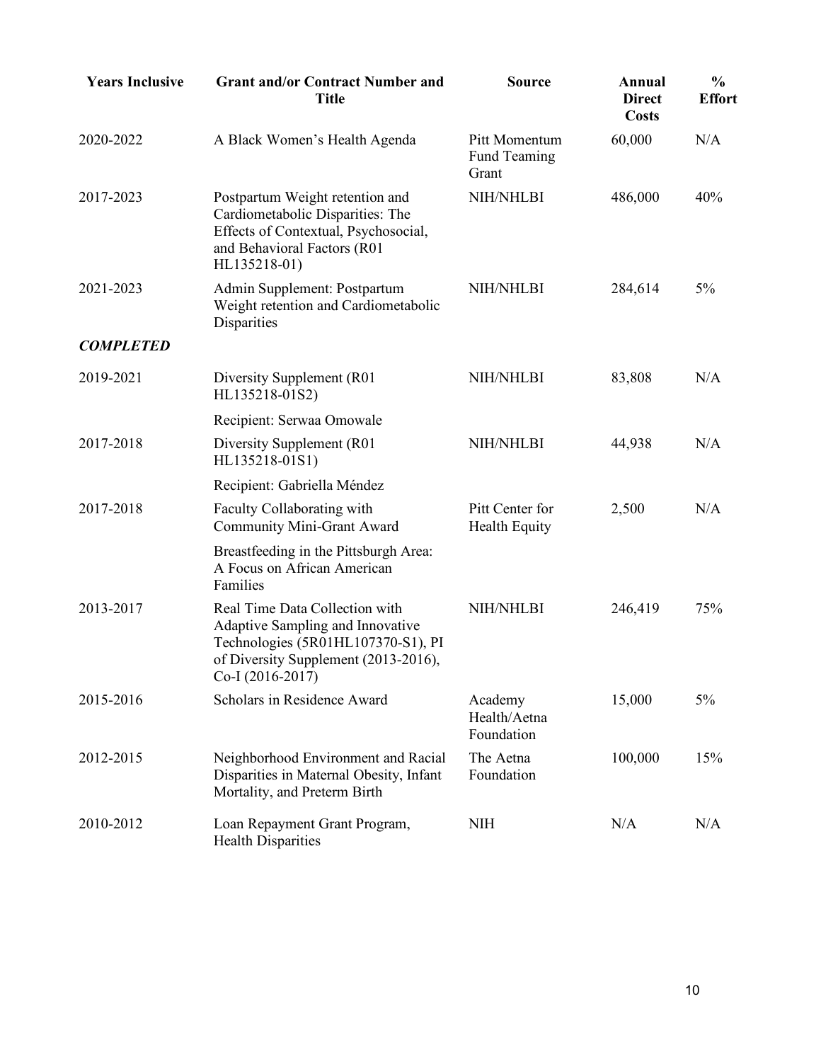| Years Inclusive | Grant and/or Contract Number and Title | Source | Annual Direct Costs | % Effort |
|---|---|---|---|---|
| 2020-2022 | A Black Women's Health Agenda | Pitt Momentum Fund Teaming Grant | 60,000 | N/A |
| 2017-2023 | Postpartum Weight retention and Cardiometabolic Disparities: The Effects of Contextual, Psychosocial, and Behavioral Factors (R01 HL135218-01) | NIH/NHLBI | 486,000 | 40% |
| 2021-2023 | Admin Supplement: Postpartum Weight retention and Cardiometabolic Disparities | NIH/NHLBI | 284,614 | 5% |
| ***COMPLETED*** | | | | |
| 2019-2021 | Diversity Supplement (R01 HL135218-01S2)<br>Recipient: Serwaa Omowale | NIH/NHLBI | 83,808 | N/A |
| 2017-2018 | Diversity Supplement (R01 HL135218-01S1)<br>Recipient: Gabriella Méndez | NIH/NHLBI | 44,938 | N/A |
| 2017-2018 | Faculty Collaborating with Community Mini-Grant Award<br>Breastfeeding in the Pittsburgh Area: A Focus on African American Families | Pitt Center for Health Equity | 2,500 | N/A |
| 2013-2017 | Real Time Data Collection with Adaptive Sampling and Innovative Technologies (5R01HL107370-S1), PI of Diversity Supplement (2013-2016), Co-I (2016-2017) | NIH/NHLBI | 246,419 | 75% |
| 2015-2016 | Scholars in Residence Award | Academy Health/Aetna Foundation | 15,000 | 5% |
| 2012-2015 | Neighborhood Environment and Racial Disparities in Maternal Obesity, Infant Mortality, and Preterm Birth | The Aetna Foundation | 100,000 | 15% |
| 2010-2012 | Loan Repayment Grant Program, Health Disparities | NIH | N/A | N/A |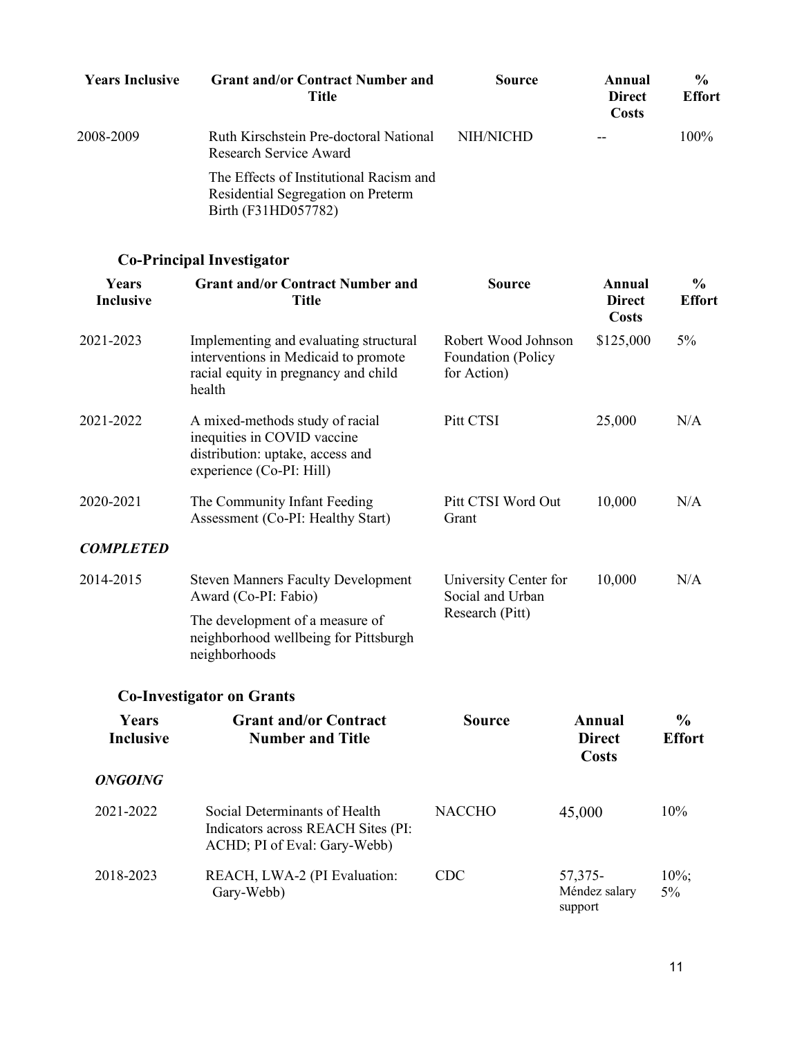| Years Inclusive | Grant and/or Contract Number and Title | Source | Annual Direct Costs | % Effort |
|---|---|---|---|---|
| 2008-2009 | Ruth Kirschstein Pre-doctoral National Research Service Award<br>The Effects of Institutional Racism and Residential Segregation on Preterm Birth (F31HD057782) | NIH/NICHD | -- | 100% |

### Co-Principal Investigator

| Years Inclusive | Grant and/or Contract Number and Title | Source | Annual Direct Costs | % Effort |
|---|---|---|---|---|
| 2021-2023 | Implementing and evaluating structural interventions in Medicaid to promote racial equity in pregnancy and child health | Robert Wood Johnson Foundation (Policy for Action) | $125,000 | 5% |
| 2021-2022 | A mixed-methods study of racial inequities in COVID vaccine distribution: uptake, access and experience (Co-PI: Hill) | Pitt CTSI | 25,000 | N/A |
| 2020-2021 | The Community Infant Feeding Assessment (Co-PI: Healthy Start) | Pitt CTSI Word Out Grant | 10,000 | N/A |
| ***COMPLETED*** | | | | |
| 2014-2015 | Steven Manners Faculty Development Award (Co-PI: Fabio)<br>The development of a measure of neighborhood wellbeing for Pittsburgh neighborhoods | University Center for Social and Urban Research (Pitt) | 10,000 | N/A |

### Co-Investigator on Grants

| Years Inclusive | Grant and/or Contract Number and Title | Source | Annual Direct Costs | % Effort |
|---|---|---|---|---|
| ***ONGOING*** | | | | |
| 2021-2022 | Social Determinants of Health Indicators across REACH Sites (PI: ACHD; PI of Eval: Gary-Webb) | NACCHO | 45,000 | 10% |
| 2018-2023 | REACH, LWA-2 (PI Evaluation: Gary-Webb) | CDC | 57,375-Méndez salary support | 10%; 5% |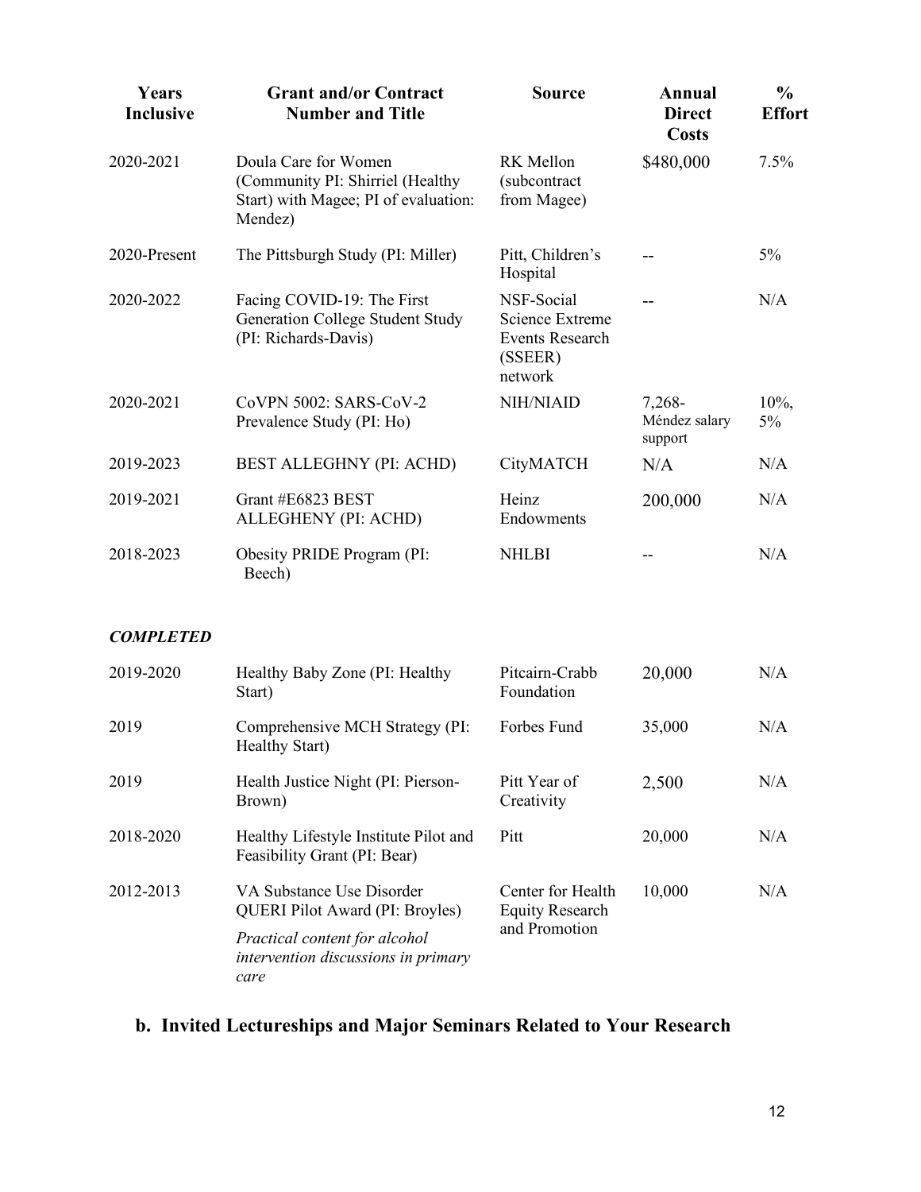| Years Inclusive | Grant and/or Contract Number and Title | Source | Annual Direct Costs | % Effort |
|---|---|---|---|---|
| 2020-2021 | Doula Care for Women (Community PI: Shirriel (Healthy Start) with Magee; PI of evaluation: Mendez) | RK Mellon (subcontract from Magee) | $480,000 | 7.5% |
| 2020-Present | The Pittsburgh Study (PI: Miller) | Pitt, Children's Hospital | -- | 5% |
| 2020-2022 | Facing COVID-19: The First Generation College Student Study (PI: Richards-Davis) | NSF-Social Science Extreme Events Research (SSEER) network | -- | N/A |
| 2020-2021 | CoVPN 5002: SARS-CoV-2 Prevalence Study (PI: Ho) | NIH/NIAID | 7,268- Méndez salary support | 10%, 5% |
| 2019-2023 | BEST ALLEGHNY (PI: ACHD) | CityMATCH | N/A | N/A |
| 2019-2021 | Grant #E6823 BEST ALLEGHENY (PI: ACHD) | Heinz Endowments | 200,000 | N/A |
| 2018-2023 | Obesity PRIDE Program (PI: Beech) | NHLBI | -- | N/A |

***COMPLETED***

| Years Inclusive | Grant and/or Contract Number and Title | Source | Annual Direct Costs | % Effort |
|---|---|---|---|---|
| 2019-2020 | Healthy Baby Zone (PI: Healthy Start) | Pitcairn-Crabb Foundation | 20,000 | N/A |
| 2019 | Comprehensive MCH Strategy (PI: Healthy Start) | Forbes Fund | 35,000 | N/A |
| 2019 | Health Justice Night (PI: Pierson-Brown) | Pitt Year of Creativity | 2,500 | N/A |
| 2018-2020 | Healthy Lifestyle Institute Pilot and Feasibility Grant (PI: Bear) | Pitt | 20,000 | N/A |
| 2012-2013 | VA Substance Use Disorder QUERI Pilot Award (PI: Broyles) *Practical content for alcohol intervention discussions in primary care* | Center for Health Equity Research and Promotion | 10,000 | N/A |

## b. Invited Lectureships and Major Seminars Related to Your Research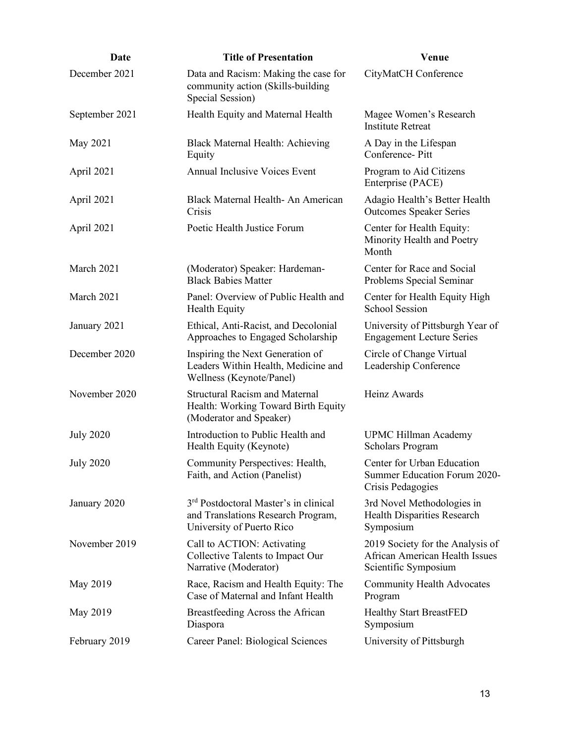| Date | Title of Presentation | Venue |
|---|---|---|
| December 2021 | Data and Racism: Making the case for community action (Skills-building Special Session) | CityMatCH Conference |
| September 2021 | Health Equity and Maternal Health | Magee Women's Research Institute Retreat |
| May 2021 | Black Maternal Health: Achieving Equity | A Day in the Lifespan Conference- Pitt |
| April 2021 | Annual Inclusive Voices Event | Program to Aid Citizens Enterprise (PACE) |
| April 2021 | Black Maternal Health- An American Crisis | Adagio Health's Better Health Outcomes Speaker Series |
| April 2021 | Poetic Health Justice Forum | Center for Health Equity: Minority Health and Poetry Month |
| March 2021 | (Moderator) Speaker: Hardeman- Black Babies Matter | Center for Race and Social Problems Special Seminar |
| March 2021 | Panel: Overview of Public Health and Health Equity | Center for Health Equity High School Session |
| January 2021 | Ethical, Anti-Racist, and Decolonial Approaches to Engaged Scholarship | University of Pittsburgh Year of Engagement Lecture Series |
| December 2020 | Inspiring the Next Generation of Leaders Within Health, Medicine and Wellness (Keynote/Panel) | Circle of Change Virtual Leadership Conference |
| November 2020 | Structural Racism and Maternal Health: Working Toward Birth Equity (Moderator and Speaker) | Heinz Awards |
| July 2020 | Introduction to Public Health and Health Equity (Keynote) | UPMC Hillman Academy Scholars Program |
| July 2020 | Community Perspectives: Health, Faith, and Action (Panelist) | Center for Urban Education Summer Education Forum 2020- Crisis Pedagogies |
| January 2020 | 3rd Postdoctoral Master's in clinical and Translations Research Program, University of Puerto Rico | 3rd Novel Methodologies in Health Disparities Research Symposium |
| November 2019 | Call to ACTION: Activating Collective Talents to Impact Our Narrative (Moderator) | 2019 Society for the Analysis of African American Health Issues Scientific Symposium |
| May 2019 | Race, Racism and Health Equity: The Case of Maternal and Infant Health | Community Health Advocates Program |
| May 2019 | Breastfeeding Across the African Diaspora | Healthy Start BreastFED Symposium |
| February 2019 | Career Panel: Biological Sciences | University of Pittsburgh |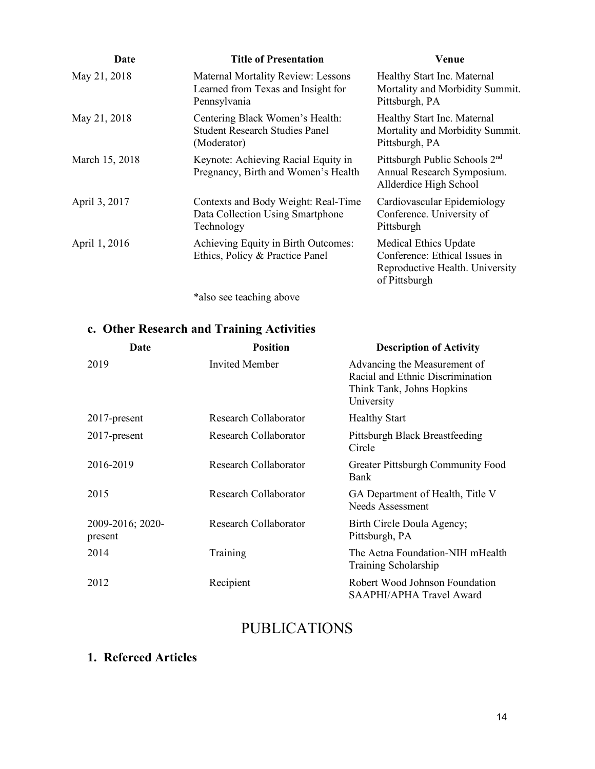| Date | Title of Presentation | Venue |
|---|---|---|
| May 21, 2018 | Maternal Mortality Review: Lessons Learned from Texas and Insight for Pennsylvania | Healthy Start Inc. Maternal Mortality and Morbidity Summit. Pittsburgh, PA |
| May 21, 2018 | Centering Black Women's Health: Student Research Studies Panel (Moderator) | Healthy Start Inc. Maternal Mortality and Morbidity Summit. Pittsburgh, PA |
| March 15, 2018 | Keynote: Achieving Racial Equity in Pregnancy, Birth and Women's Health | Pittsburgh Public Schools 2nd Annual Research Symposium. Allderdice High School |
| April 3, 2017 | Contexts and Body Weight: Real-Time Data Collection Using Smartphone Technology | Cardiovascular Epidemiology Conference. University of Pittsburgh |
| April 1, 2016 | Achieving Equity in Birth Outcomes: Ethics, Policy & Practice Panel | Medical Ethics Update Conference: Ethical Issues in Reproductive Health. University of Pittsburgh |

*also see teaching above

## c. Other Research and Training Activities

| Date | Position | Description of Activity |
|---|---|---|
| 2019 | Invited Member | Advancing the Measurement of Racial and Ethnic Discrimination Think Tank, Johns Hopkins University |
| 2017-present | Research Collaborator | Healthy Start |
| 2017-present | Research Collaborator | Pittsburgh Black Breastfeeding Circle |
| 2016-2019 | Research Collaborator | Greater Pittsburgh Community Food Bank |
| 2015 | Research Collaborator | GA Department of Health, Title V Needs Assessment |
| 2009-2016; 2020-present | Research Collaborator | Birth Circle Doula Agency; Pittsburgh, PA |
| 2014 | Training | The Aetna Foundation-NIH mHealth Training Scholarship |
| 2012 | Recipient | Robert Wood Johnson Foundation SAAPHI/APHA Travel Award |

# PUBLICATIONS

## 1. Refereed Articles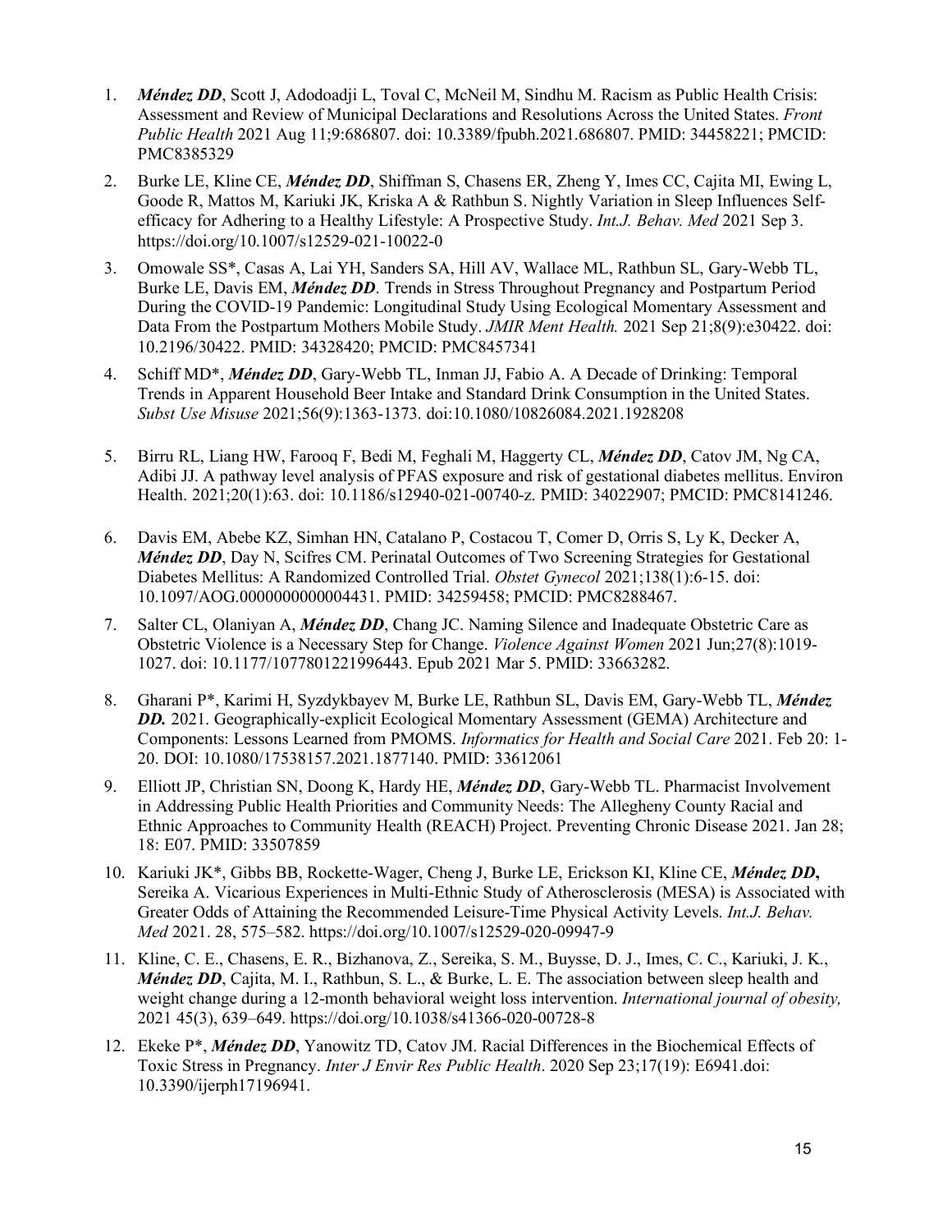1. ***Méndez DD***, Scott J, Adodoadji L, Toval C, McNeil M, Sindhu M. Racism as Public Health Crisis: Assessment and Review of Municipal Declarations and Resolutions Across the United States. *Front Public Health* 2021 Aug 11;9:686807. doi: 10.3389/fpubh.2021.686807. PMID: 34458221; PMCID: PMC8385329

2. Burke LE, Kline CE, ***Méndez DD***, Shiffman S, Chasens ER, Zheng Y, Imes CC, Cajita MI, Ewing L, Goode R, Mattos M, Kariuki JK, Kriska A & Rathbun S. Nightly Variation in Sleep Influences Self-efficacy for Adhering to a Healthy Lifestyle: A Prospective Study. *Int.J. Behav. Med* 2021 Sep 3. https://doi.org/10.1007/s12529-021-10022-0

3. Omowale SS*, Casas A, Lai YH, Sanders SA, Hill AV, Wallace ML, Rathbun SL, Gary-Webb TL, Burke LE, Davis EM, ***Méndez DD***. Trends in Stress Throughout Pregnancy and Postpartum Period During the COVID-19 Pandemic: Longitudinal Study Using Ecological Momentary Assessment and Data From the Postpartum Mothers Mobile Study. *JMIR Ment Health.* 2021 Sep 21;8(9):e30422. doi: 10.2196/30422. PMID: 34328420; PMCID: PMC8457341

4. Schiff MD*, ***Méndez DD***, Gary-Webb TL, Inman JJ, Fabio A. A Decade of Drinking: Temporal Trends in Apparent Household Beer Intake and Standard Drink Consumption in the United States. *Subst Use Misuse* 2021;56(9):1363-1373. doi:10.1080/10826084.2021.1928208

5. Birru RL, Liang HW, Farooq F, Bedi M, Feghali M, Haggerty CL, ***Méndez DD***, Catov JM, Ng CA, Adibi JJ. A pathway level analysis of PFAS exposure and risk of gestational diabetes mellitus. Environ Health. 2021;20(1):63. doi: 10.1186/s12940-021-00740-z. PMID: 34022907; PMCID: PMC8141246.

6. Davis EM, Abebe KZ, Simhan HN, Catalano P, Costacou T, Comer D, Orris S, Ly K, Decker A, ***Méndez DD***, Day N, Scifres CM. Perinatal Outcomes of Two Screening Strategies for Gestational Diabetes Mellitus: A Randomized Controlled Trial. *Obstet Gynecol* 2021;138(1):6-15. doi: 10.1097/AOG.0000000000004431. PMID: 34259458; PMCID: PMC8288467.

7. Salter CL, Olaniyan A, ***Méndez DD***, Chang JC. Naming Silence and Inadequate Obstetric Care as Obstetric Violence is a Necessary Step for Change. *Violence Against Women* 2021 Jun;27(8):1019-1027. doi: 10.1177/1077801221996443. Epub 2021 Mar 5. PMID: 33663282.

8. Gharani P*, Karimi H, Syzdykbayev M, Burke LE, Rathbun SL, Davis EM, Gary-Webb TL, ***Méndez DD.*** 2021. Geographically-explicit Ecological Momentary Assessment (GEMA) Architecture and Components: Lessons Learned from PMOMS. *Informatics for Health and Social Care* 2021. Feb 20: 1-20. DOI: 10.1080/17538157.2021.1877140. PMID: 33612061

9. Elliott JP, Christian SN, Doong K, Hardy HE, ***Méndez DD***, Gary-Webb TL. Pharmacist Involvement in Addressing Public Health Priorities and Community Needs: The Allegheny County Racial and Ethnic Approaches to Community Health (REACH) Project. Preventing Chronic Disease 2021. Jan 28; 18: E07. PMID: 33507859

10. Kariuki JK*, Gibbs BB, Rockette-Wager, Cheng J, Burke LE, Erickson KI, Kline CE, ***Méndez DD*****,** Sereika A. Vicarious Experiences in Multi-Ethnic Study of Atherosclerosis (MESA) is Associated with Greater Odds of Attaining the Recommended Leisure-Time Physical Activity Levels. *Int.J. Behav. Med* 2021. 28, 575–582. https://doi.org/10.1007/s12529-020-09947-9

11. Kline, C. E., Chasens, E. R., Bizhanova, Z., Sereika, S. M., Buysse, D. J., Imes, C. C., Kariuki, J. K., ***Méndez DD***, Cajita, M. I., Rathbun, S. L., & Burke, L. E. The association between sleep health and weight change during a 12-month behavioral weight loss intervention. *International journal of obesity,* 2021 45(3), 639–649. https://doi.org/10.1038/s41366-020-00728-8

12. Ekeke P*, ***Méndez DD***, Yanowitz TD, Catov JM. Racial Differences in the Biochemical Effects of Toxic Stress in Pregnancy. *Inter J Envir Res Public Health*. 2020 Sep 23;17(19): E6941.doi: 10.3390/ijerph17196941.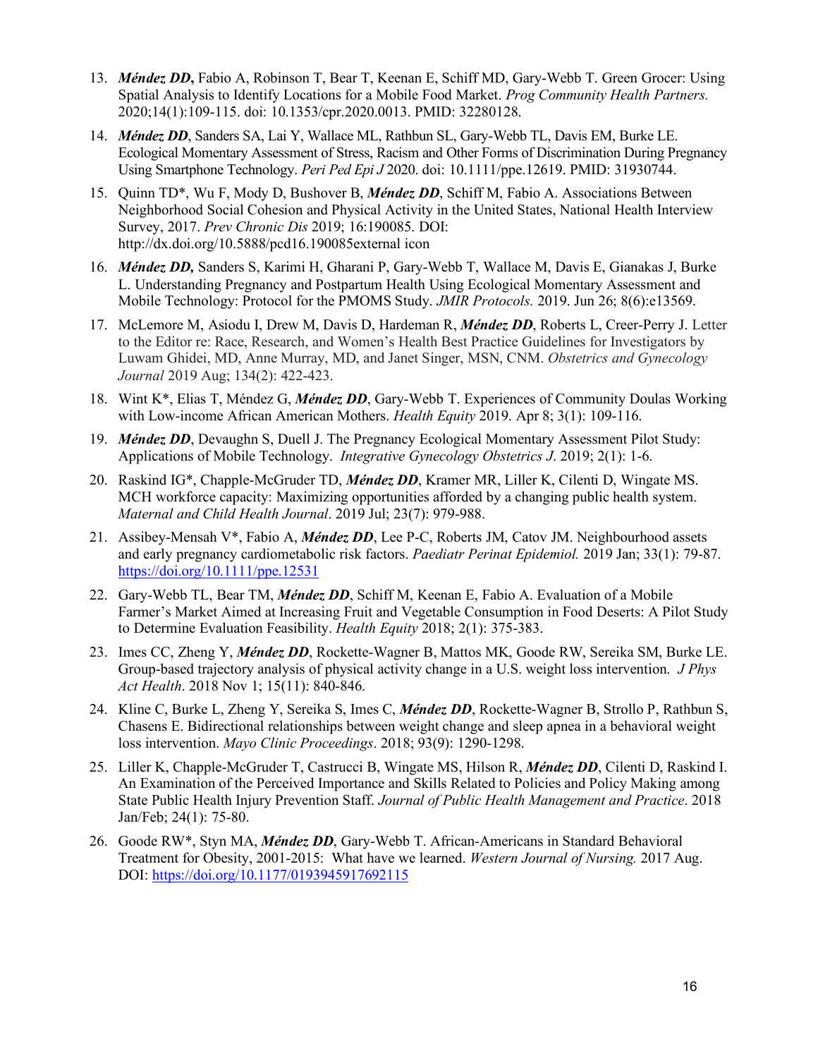13. ***Méndez DD*,** Fabio A, Robinson T, Bear T, Keenan E, Schiff MD, Gary-Webb T. Green Grocer: Using Spatial Analysis to Identify Locations for a Mobile Food Market. *Prog Community Health Partners.* 2020;14(1):109-115. doi: 10.1353/cpr.2020.0013. PMID: 32280128.

14. ***Méndez DD***, Sanders SA, Lai Y, Wallace ML, Rathbun SL, Gary-Webb TL, Davis EM, Burke LE. Ecological Momentary Assessment of Stress, Racism and Other Forms of Discrimination During Pregnancy Using Smartphone Technology. *Peri Ped Epi J* 2020. doi: 10.1111/ppe.12619. PMID: 31930744.

15. Quinn TD*, Wu F, Mody D, Bushover B, ***Méndez DD***, Schiff M, Fabio A. Associations Between Neighborhood Social Cohesion and Physical Activity in the United States, National Health Interview Survey, 2017. *Prev Chronic Dis* 2019; 16:190085. DOI: http://dx.doi.org/10.5888/pcd16.190085external icon

16. ***Méndez DD,*** Sanders S, Karimi H, Gharani P, Gary-Webb T, Wallace M, Davis E, Gianakas J, Burke L. Understanding Pregnancy and Postpartum Health Using Ecological Momentary Assessment and Mobile Technology: Protocol for the PMOMS Study. *JMIR Protocols.* 2019. Jun 26; 8(6):e13569.

17. McLemore M, Asiodu I, Drew M, Davis D, Hardeman R, ***Méndez DD***, Roberts L, Creer-Perry J. Letter to the Editor re: Race, Research, and Women's Health Best Practice Guidelines for Investigators by Luwam Ghidei, MD, Anne Murray, MD, and Janet Singer, MSN, CNM. *Obstetrics and Gynecology Journal* 2019 Aug; 134(2): 422-423.

18. Wint K*, Elias T, Méndez G, ***Méndez DD***, Gary-Webb T. Experiences of Community Doulas Working with Low-income African American Mothers. *Health Equity* 2019. Apr 8; 3(1): 109-116.

19. ***Méndez DD***, Devaughn S, Duell J. The Pregnancy Ecological Momentary Assessment Pilot Study: Applications of Mobile Technology. *Integrative Gynecology Obstetrics J*. 2019; 2(1): 1-6.

20. Raskind IG*, Chapple-McGruder TD, ***Méndez DD***, Kramer MR, Liller K, Cilenti D, Wingate MS. MCH workforce capacity: Maximizing opportunities afforded by a changing public health system. *Maternal and Child Health Journal*. 2019 Jul; 23(7): 979-988.

21. Assibey-Mensah V*, Fabio A, ***Méndez DD***, Lee P-C, Roberts JM, Catov JM. Neighbourhood assets and early pregnancy cardiometabolic risk factors. *Paediatr Perinat Epidemiol.* 2019 Jan; 33(1): 79-87. https://doi.org/10.1111/ppe.12531

22. Gary-Webb TL, Bear TM, ***Méndez DD***, Schiff M, Keenan E, Fabio A. Evaluation of a Mobile Farmer's Market Aimed at Increasing Fruit and Vegetable Consumption in Food Deserts: A Pilot Study to Determine Evaluation Feasibility. *Health Equity* 2018; 2(1): 375-383.

23. Imes CC, Zheng Y, ***Méndez DD***, Rockette-Wagner B, Mattos MK, Goode RW, Sereika SM, Burke LE. Group-based trajectory analysis of physical activity change in a U.S. weight loss intervention. *J Phys Act Health*. 2018 Nov 1; 15(11): 840-846.

24. Kline C, Burke L, Zheng Y, Sereika S, Imes C, ***Méndez DD***, Rockette-Wagner B, Strollo P, Rathbun S, Chasens E. Bidirectional relationships between weight change and sleep apnea in a behavioral weight loss intervention. *Mayo Clinic Proceedings*. 2018; 93(9): 1290-1298.

25. Liller K, Chapple-McGruder T, Castrucci B, Wingate MS, Hilson R, ***Méndez DD***, Cilenti D, Raskind I. An Examination of the Perceived Importance and Skills Related to Policies and Policy Making among State Public Health Injury Prevention Staff. *Journal of Public Health Management and Practice*. 2018 Jan/Feb; 24(1): 75-80.

26. Goode RW*, Styn MA, ***Méndez DD***, Gary-Webb T. African-Americans in Standard Behavioral Treatment for Obesity, 2001-2015: What have we learned. *Western Journal of Nursing.* 2017 Aug. DOI: https://doi.org/10.1177/0193945917692115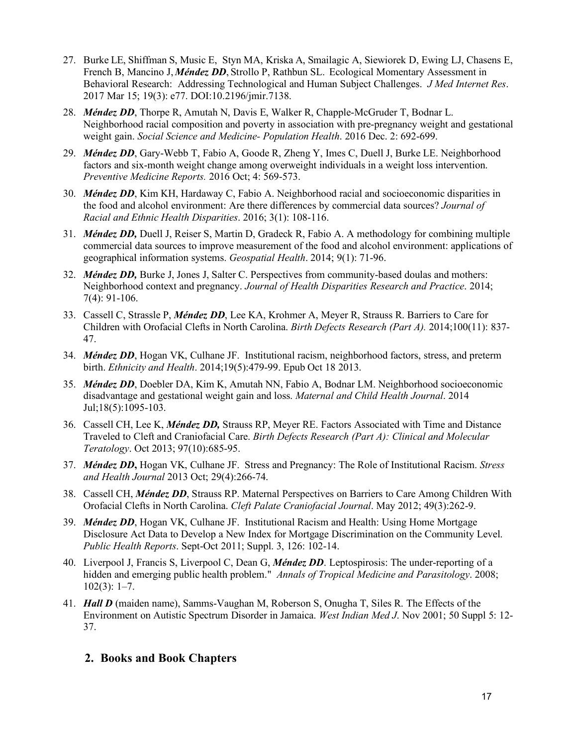27. Burke LE, Shiffman S, Music E, Styn MA, Kriska A, Smailagic A, Siewiorek D, Ewing LJ, Chasens E, French B, Mancino J, ***Méndez DD***, Strollo P, Rathbun SL. Ecological Momentary Assessment in Behavioral Research: Addressing Technological and Human Subject Challenges. *J Med Internet Res*. 2017 Mar 15; 19(3): e77. DOI:10.2196/jmir.7138.

28. ***Méndez DD***, Thorpe R, Amutah N, Davis E, Walker R, Chapple-McGruder T, Bodnar L. Neighborhood racial composition and poverty in association with pre-pregnancy weight and gestational weight gain. *Social Science and Medicine- Population Health*. 2016 Dec. 2: 692-699.

29. ***Méndez DD***, Gary-Webb T, Fabio A, Goode R, Zheng Y, Imes C, Duell J, Burke LE. Neighborhood factors and six-month weight change among overweight individuals in a weight loss intervention. *Preventive Medicine Reports.* 2016 Oct; 4: 569-573.

30. ***Méndez DD***, Kim KH, Hardaway C, Fabio A. Neighborhood racial and socioeconomic disparities in the food and alcohol environment: Are there differences by commercial data sources? *Journal of Racial and Ethnic Health Disparities*. 2016; 3(1): 108-116.

31. ***Méndez DD,*** Duell J, Reiser S, Martin D, Gradeck R, Fabio A. A methodology for combining multiple commercial data sources to improve measurement of the food and alcohol environment: applications of geographical information systems. *Geospatial Health*. 2014; 9(1): 71-96.

32. ***Méndez DD,*** Burke J, Jones J, Salter C. Perspectives from community-based doulas and mothers: Neighborhood context and pregnancy. *Journal of Health Disparities Research and Practice*. 2014; 7(4): 91-106.

33. Cassell C, Strassle P, ***Méndez DD***, Lee KA, Krohmer A, Meyer R, Strauss R. Barriers to Care for Children with Orofacial Clefts in North Carolina. *Birth Defects Research (Part A).* 2014;100(11): 837-47.

34. ***Méndez DD***, Hogan VK, Culhane JF. Institutional racism, neighborhood factors, stress, and preterm birth. *Ethnicity and Health*. 2014;19(5):479-99. Epub Oct 18 2013.

35. ***Méndez DD***, Doebler DA, Kim K, Amutah NN, Fabio A, Bodnar LM. Neighborhood socioeconomic disadvantage and gestational weight gain and loss. *Maternal and Child Health Journal*. 2014 Jul;18(5):1095-103.

36. Cassell CH, Lee K, ***Méndez DD,*** Strauss RP, Meyer RE. Factors Associated with Time and Distance Traveled to Cleft and Craniofacial Care. *Birth Defects Research (Part A): Clinical and Molecular Teratology*. Oct 2013; 97(10):685-95.

37. ***Méndez DD*****,** Hogan VK, Culhane JF. Stress and Pregnancy: The Role of Institutional Racism. *Stress and Health Journal* 2013 Oct; 29(4):266-74.

38. Cassell CH, ***Méndez DD***, Strauss RP. Maternal Perspectives on Barriers to Care Among Children With Orofacial Clefts in North Carolina. *Cleft Palate Craniofacial Journal*. May 2012; 49(3):262-9.

39. ***Méndez DD***, Hogan VK, Culhane JF. Institutional Racism and Health: Using Home Mortgage Disclosure Act Data to Develop a New Index for Mortgage Discrimination on the Community Level. *Public Health Reports*. Sept-Oct 2011; Suppl. 3, 126: 102-14.

40. Liverpool J, Francis S, Liverpool C, Dean G, ***Méndez DD***. Leptospirosis: The under-reporting of a hidden and emerging public health problem." *Annals of Tropical Medicine and Parasitology*. 2008; 102(3): 1–7.

41. ***Hall D*** (maiden name), Samms-Vaughan M, Roberson S, Onugha T, Siles R. The Effects of the Environment on Autistic Spectrum Disorder in Jamaica. *West Indian Med J*. Nov 2001; 50 Suppl 5: 12-37.

## 2. Books and Book Chapters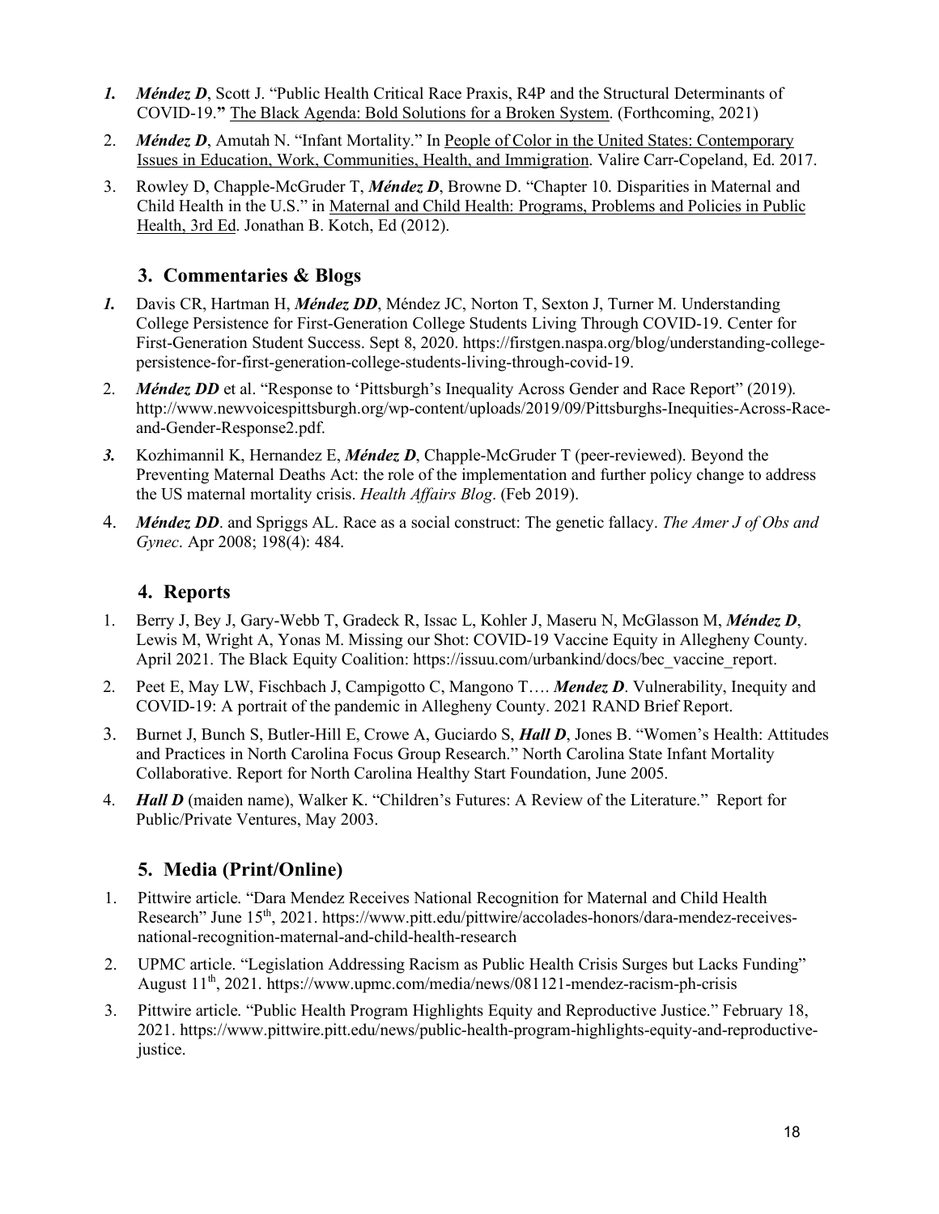1. ***Méndez D***, Scott J. "Public Health Critical Race Praxis, R4P and the Structural Determinants of COVID-19." The Black Agenda: Bold Solutions for a Broken System. (Forthcoming, 2021)
2. ***Méndez D***, Amutah N. "Infant Mortality." In People of Color in the United States: Contemporary Issues in Education, Work, Communities, Health, and Immigration. Valire Carr-Copeland, Ed. 2017.
3. Rowley D, Chapple-McGruder T, ***Méndez D***, Browne D. "Chapter 10. Disparities in Maternal and Child Health in the U.S." in Maternal and Child Health: Programs, Problems and Policies in Public Health, 3rd Ed. Jonathan B. Kotch, Ed (2012).

## 3. Commentaries & Blogs

1. Davis CR, Hartman H, ***Méndez DD***, Méndez JC, Norton T, Sexton J, Turner M. Understanding College Persistence for First-Generation College Students Living Through COVID-19. Center for First-Generation Student Success. Sept 8, 2020. https://firstgen.naspa.org/blog/understanding-college-persistence-for-first-generation-college-students-living-through-covid-19.
2. ***Méndez DD*** et al. "Response to 'Pittsburgh's Inequality Across Gender and Race Report" (2019). http://www.newvoicespittsburgh.org/wp-content/uploads/2019/09/Pittsburghs-Inequities-Across-Race-and-Gender-Response2.pdf.
3. Kozhimannil K, Hernandez E, ***Méndez D***, Chapple-McGruder T (peer-reviewed). Beyond the Preventing Maternal Deaths Act: the role of the implementation and further policy change to address the US maternal mortality crisis. *Health Affairs Blog*. (Feb 2019).
4. ***Méndez DD***. and Spriggs AL. Race as a social construct: The genetic fallacy. *The Amer J of Obs and Gynec*. Apr 2008; 198(4): 484.

## 4. Reports

1. Berry J, Bey J, Gary-Webb T, Gradeck R, Issac L, Kohler J, Maseru N, McGlasson M, ***Méndez D***, Lewis M, Wright A, Yonas M. Missing our Shot: COVID-19 Vaccine Equity in Allegheny County. April 2021. The Black Equity Coalition: https://issuu.com/urbankind/docs/bec_vaccine_report.
2. Peet E, May LW, Fischbach J, Campigotto C, Mangono T…. ***Mendez D***. Vulnerability, Inequity and COVID-19: A portrait of the pandemic in Allegheny County. 2021 RAND Brief Report.
3. Burnet J, Bunch S, Butler-Hill E, Crowe A, Guciardo S, ***Hall D***, Jones B. "Women's Health: Attitudes and Practices in North Carolina Focus Group Research." North Carolina State Infant Mortality Collaborative. Report for North Carolina Healthy Start Foundation, June 2005.
4. ***Hall D*** (maiden name), Walker K. "Children's Futures: A Review of the Literature." Report for Public/Private Ventures, May 2003.

## 5. Media (Print/Online)

1. Pittwire article. "Dara Mendez Receives National Recognition for Maternal and Child Health Research" June 15th, 2021. https://www.pitt.edu/pittwire/accolades-honors/dara-mendez-receives-national-recognition-maternal-and-child-health-research
2. UPMC article. "Legislation Addressing Racism as Public Health Crisis Surges but Lacks Funding" August 11th, 2021. https://www.upmc.com/media/news/081121-mendez-racism-ph-crisis
3. Pittwire article. "Public Health Program Highlights Equity and Reproductive Justice." February 18, 2021. https://www.pittwire.pitt.edu/news/public-health-program-highlights-equity-and-reproductive-justice.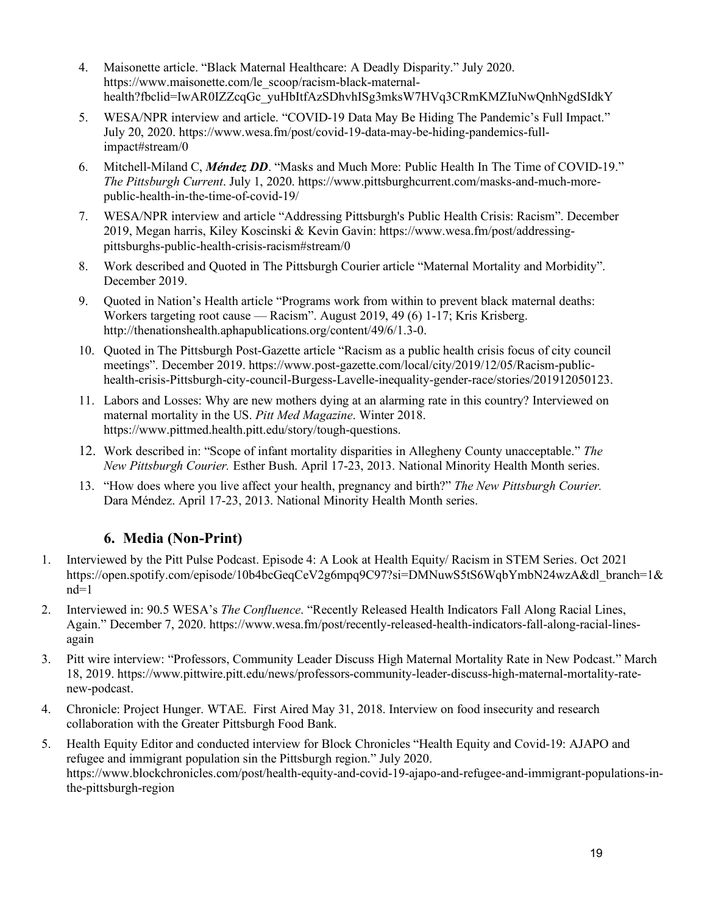4. Maisonette article. "Black Maternal Healthcare: A Deadly Disparity." July 2020. https://www.maisonette.com/le_scoop/racism-black-maternal-health?fbclid=IwAR0IZZcqGc_yuHbItfAzSDhvhISg3mksW7HVq3CRmKMZIuNwQnhNgdSIdkY
5. WESA/NPR interview and article. "COVID-19 Data May Be Hiding The Pandemic's Full Impact." July 20, 2020. https://www.wesa.fm/post/covid-19-data-may-be-hiding-pandemics-full-impact#stream/0
6. Mitchell-Miland C, ***Méndez DD***. "Masks and Much More: Public Health In The Time of COVID-19." *The Pittsburgh Current*. July 1, 2020. https://www.pittsburghcurrent.com/masks-and-much-more-public-health-in-the-time-of-covid-19/
7. WESA/NPR interview and article "Addressing Pittsburgh's Public Health Crisis: Racism". December 2019, Megan harris, Kiley Koscinski & Kevin Gavin: https://www.wesa.fm/post/addressing-pittsburghs-public-health-crisis-racism#stream/0
8. Work described and Quoted in The Pittsburgh Courier article "Maternal Mortality and Morbidity". December 2019.
9. Quoted in Nation's Health article "Programs work from within to prevent black maternal deaths: Workers targeting root cause — Racism". August 2019, 49 (6) 1-17; Kris Krisberg. http://thenationshealth.aphapublications.org/content/49/6/1.3-0.
10. Quoted in The Pittsburgh Post-Gazette article "Racism as a public health crisis focus of city council meetings". December 2019. https://www.post-gazette.com/local/city/2019/12/05/Racism-public-health-crisis-Pittsburgh-city-council-Burgess-Lavelle-inequality-gender-race/stories/201912050123.
11. Labors and Losses: Why are new mothers dying at an alarming rate in this country? Interviewed on maternal mortality in the US. *Pitt Med Magazine*. Winter 2018. https://www.pittmed.health.pitt.edu/story/tough-questions.
12. Work described in: "Scope of infant mortality disparities in Allegheny County unacceptable." *The New Pittsburgh Courier.* Esther Bush. April 17-23, 2013. National Minority Health Month series.
13. "How does where you live affect your health, pregnancy and birth?" *The New Pittsburgh Courier.* Dara Méndez. April 17-23, 2013. National Minority Health Month series.

### 6. Media (Non-Print)

1. Interviewed by the Pitt Pulse Podcast. Episode 4: A Look at Health Equity/ Racism in STEM Series. Oct 2021 https://open.spotify.com/episode/10b4bcGeqCeV2g6mpq9C97?si=DMNuwS5tS6WqbYmbN24wzA&dl_branch=1&nd=1
2. Interviewed in: 90.5 WESA's *The Confluence*. "Recently Released Health Indicators Fall Along Racial Lines, Again." December 7, 2020. https://www.wesa.fm/post/recently-released-health-indicators-fall-along-racial-lines-again
3. Pitt wire interview: "Professors, Community Leader Discuss High Maternal Mortality Rate in New Podcast." March 18, 2019. https://www.pittwire.pitt.edu/news/professors-community-leader-discuss-high-maternal-mortality-rate-new-podcast.
4. Chronicle: Project Hunger. WTAE. First Aired May 31, 2018. Interview on food insecurity and research collaboration with the Greater Pittsburgh Food Bank.
5. Health Equity Editor and conducted interview for Block Chronicles "Health Equity and Covid-19: AJAPO and refugee and immigrant population sin the Pittsburgh region." July 2020. https://www.blockchronicles.com/post/health-equity-and-covid-19-ajapo-and-refugee-and-immigrant-populations-in-the-pittsburgh-region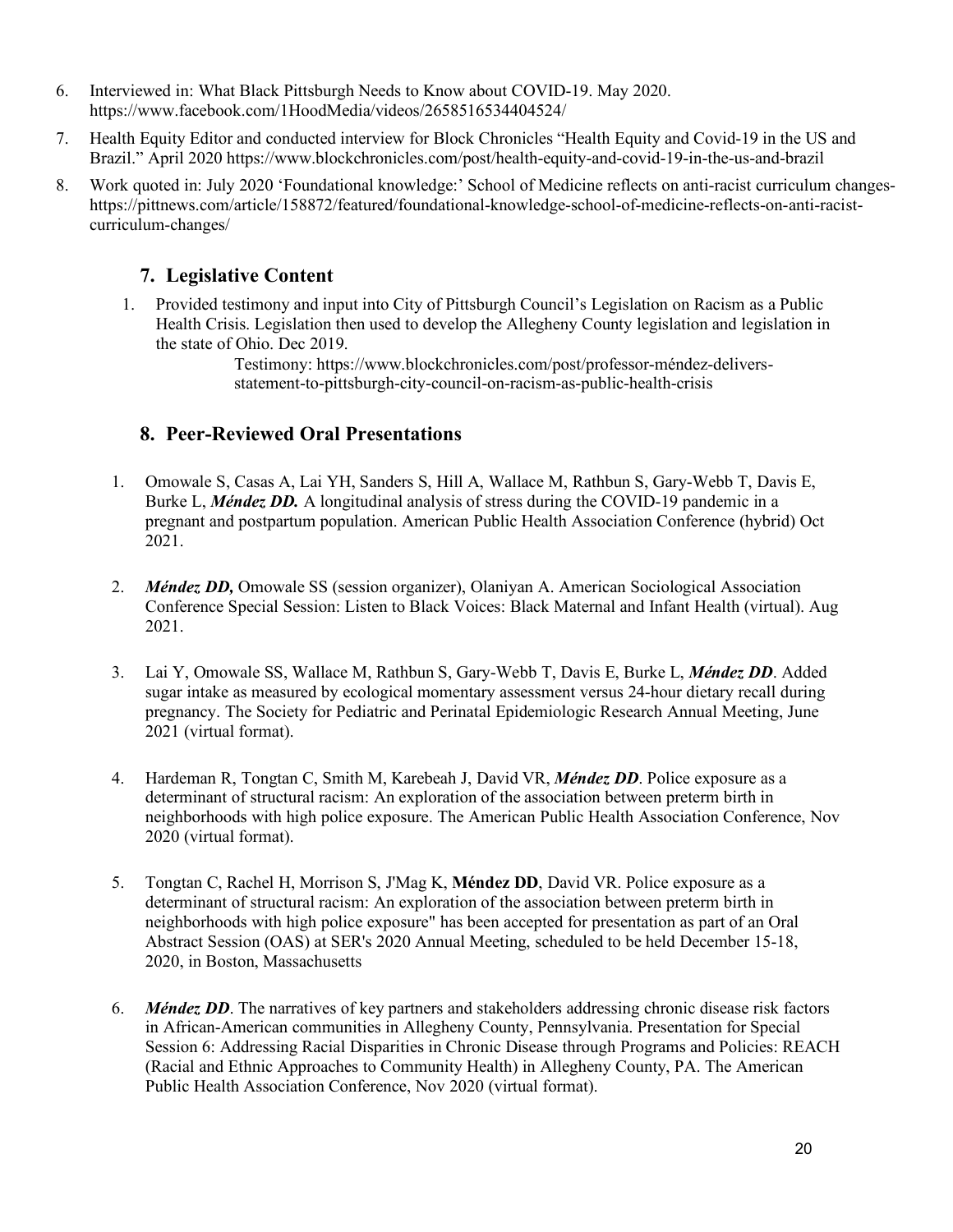6. Interviewed in: What Black Pittsburgh Needs to Know about COVID-19. May 2020. https://www.facebook.com/1HoodMedia/videos/2658516534404524/
7. Health Equity Editor and conducted interview for Block Chronicles "Health Equity and Covid-19 in the US and Brazil." April 2020 https://www.blockchronicles.com/post/health-equity-and-covid-19-in-the-us-and-brazil
8. Work quoted in: July 2020 'Foundational knowledge:' School of Medicine reflects on anti-racist curriculum changes- https://pittnews.com/article/158872/featured/foundational-knowledge-school-of-medicine-reflects-on-anti-racist-curriculum-changes/

## 7. Legislative Content

1. Provided testimony and input into City of Pittsburgh Council's Legislation on Racism as a Public Health Crisis. Legislation then used to develop the Allegheny County legislation and legislation in the state of Ohio. Dec 2019.

   Testimony: https://www.blockchronicles.com/post/professor-méndez-delivers-statement-to-pittsburgh-city-council-on-racism-as-public-health-crisis

## 8. Peer-Reviewed Oral Presentations

1. Omowale S, Casas A, Lai YH, Sanders S, Hill A, Wallace M, Rathbun S, Gary-Webb T, Davis E, Burke L, ***Méndez DD.*** A longitudinal analysis of stress during the COVID-19 pandemic in a pregnant and postpartum population. American Public Health Association Conference (hybrid) Oct 2021.

2. ***Méndez DD,*** Omowale SS (session organizer), Olaniyan A. American Sociological Association Conference Special Session: Listen to Black Voices: Black Maternal and Infant Health (virtual). Aug 2021.

3. Lai Y, Omowale SS, Wallace M, Rathbun S, Gary-Webb T, Davis E, Burke L, ***Méndez DD***. Added sugar intake as measured by ecological momentary assessment versus 24-hour dietary recall during pregnancy. The Society for Pediatric and Perinatal Epidemiologic Research Annual Meeting, June 2021 (virtual format).

4. Hardeman R, Tongtan C, Smith M, Karebeah J, David VR, ***Méndez DD***. Police exposure as a determinant of structural racism: An exploration of the association between preterm birth in neighborhoods with high police exposure. The American Public Health Association Conference, Nov 2020 (virtual format).

5. Tongtan C, Rachel H, Morrison S, J'Mag K, **Méndez DD**, David VR. Police exposure as a determinant of structural racism: An exploration of the association between preterm birth in neighborhoods with high police exposure" has been accepted for presentation as part of an Oral Abstract Session (OAS) at SER's 2020 Annual Meeting, scheduled to be held December 15-18, 2020, in Boston, Massachusetts

6. ***Méndez DD***. The narratives of key partners and stakeholders addressing chronic disease risk factors in African-American communities in Allegheny County, Pennsylvania. Presentation for Special Session 6: Addressing Racial Disparities in Chronic Disease through Programs and Policies: REACH (Racial and Ethnic Approaches to Community Health) in Allegheny County, PA. The American Public Health Association Conference, Nov 2020 (virtual format).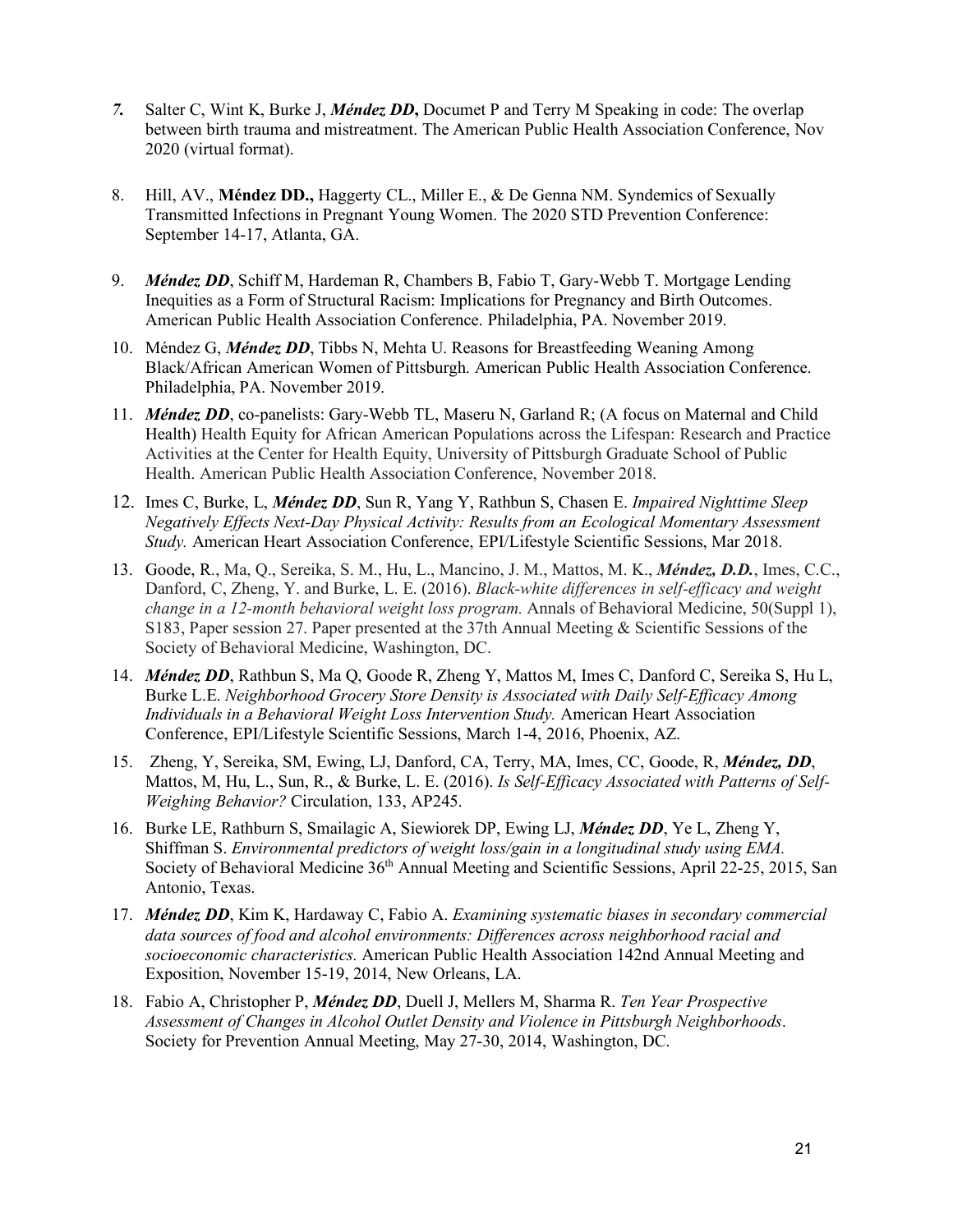7. Salter C, Wint K, Burke J, ***Méndez DD*,** Documet P and Terry M Speaking in code: The overlap between birth trauma and mistreatment. The American Public Health Association Conference, Nov 2020 (virtual format).

8. Hill, AV., **Méndez DD.,** Haggerty CL., Miller E., & De Genna NM. Syndemics of Sexually Transmitted Infections in Pregnant Young Women. The 2020 STD Prevention Conference: September 14-17, Atlanta, GA.

9. ***Méndez DD***, Schiff M, Hardeman R, Chambers B, Fabio T, Gary-Webb T. Mortgage Lending Inequities as a Form of Structural Racism: Implications for Pregnancy and Birth Outcomes. American Public Health Association Conference. Philadelphia, PA. November 2019.

10. Méndez G, ***Méndez DD***, Tibbs N, Mehta U. Reasons for Breastfeeding Weaning Among Black/African American Women of Pittsburgh. American Public Health Association Conference. Philadelphia, PA. November 2019.

11. ***Méndez DD***, co-panelists: Gary-Webb TL, Maseru N, Garland R; (A focus on Maternal and Child Health) Health Equity for African American Populations across the Lifespan: Research and Practice Activities at the Center for Health Equity, University of Pittsburgh Graduate School of Public Health. American Public Health Association Conference, November 2018.

12. Imes C, Burke, L, ***Méndez DD***, Sun R, Yang Y, Rathbun S, Chasen E. *Impaired Nighttime Sleep Negatively Effects Next-Day Physical Activity: Results from an Ecological Momentary Assessment Study.* American Heart Association Conference, EPI/Lifestyle Scientific Sessions, Mar 2018.

13. Goode, R., Ma, Q., Sereika, S. M., Hu, L., Mancino, J. M., Mattos, M. K., ***Méndez, D.D.***, Imes, C.C., Danford, C, Zheng, Y. and Burke, L. E. (2016). *Black-white differences in self-efficacy and weight change in a 12-month behavioral weight loss program.* Annals of Behavioral Medicine, 50(Suppl 1), S183, Paper session 27. Paper presented at the 37th Annual Meeting & Scientific Sessions of the Society of Behavioral Medicine, Washington, DC.

14. ***Méndez DD***, Rathbun S, Ma Q, Goode R, Zheng Y, Mattos M, Imes C, Danford C, Sereika S, Hu L, Burke L.E. *Neighborhood Grocery Store Density is Associated with Daily Self-Efficacy Among Individuals in a Behavioral Weight Loss Intervention Study.* American Heart Association Conference, EPI/Lifestyle Scientific Sessions, March 1-4, 2016, Phoenix, AZ.

15. Zheng, Y, Sereika, SM, Ewing, LJ, Danford, CA, Terry, MA, Imes, CC, Goode, R, ***Méndez, DD***, Mattos, M, Hu, L., Sun, R., & Burke, L. E. (2016). *Is Self-Efficacy Associated with Patterns of Self-Weighing Behavior?* Circulation, 133, AP245.

16. Burke LE, Rathburn S, Smailagic A, Siewiorek DP, Ewing LJ, ***Méndez DD***, Ye L, Zheng Y, Shiffman S. *Environmental predictors of weight loss/gain in a longitudinal study using EMA.* Society of Behavioral Medicine 36th Annual Meeting and Scientific Sessions, April 22-25, 2015, San Antonio, Texas.

17. ***Méndez DD***, Kim K, Hardaway C, Fabio A. *Examining systematic biases in secondary commercial data sources of food and alcohol environments: Differences across neighborhood racial and socioeconomic characteristics.* American Public Health Association 142nd Annual Meeting and Exposition, November 15-19, 2014, New Orleans, LA.

18. Fabio A, Christopher P, ***Méndez DD***, Duell J, Mellers M, Sharma R. *Ten Year Prospective Assessment of Changes in Alcohol Outlet Density and Violence in Pittsburgh Neighborhoods*. Society for Prevention Annual Meeting, May 27-30, 2014, Washington, DC.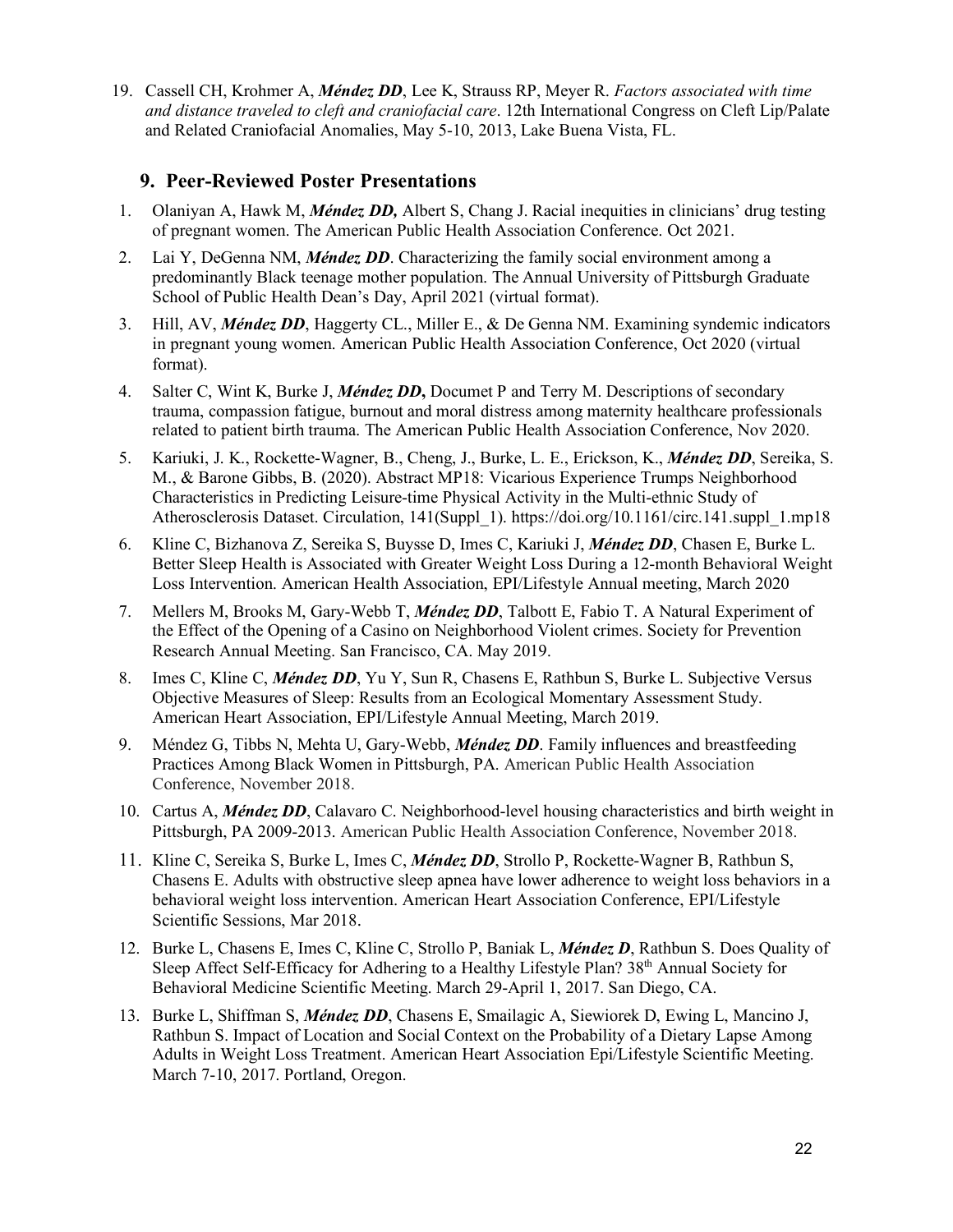19. Cassell CH, Krohmer A, ***Méndez DD***, Lee K, Strauss RP, Meyer R. *Factors associated with time and distance traveled to cleft and craniofacial care*. 12th International Congress on Cleft Lip/Palate and Related Craniofacial Anomalies, May 5-10, 2013, Lake Buena Vista, FL.

## 9. Peer-Reviewed Poster Presentations

1. Olaniyan A, Hawk M, ***Méndez DD,*** Albert S, Chang J. Racial inequities in clinicians' drug testing of pregnant women. The American Public Health Association Conference. Oct 2021.
2. Lai Y, DeGenna NM, ***Méndez DD***. Characterizing the family social environment among a predominantly Black teenage mother population. The Annual University of Pittsburgh Graduate School of Public Health Dean's Day, April 2021 (virtual format).
3. Hill, AV, ***Méndez DD***, Haggerty CL., Miller E., & De Genna NM. Examining syndemic indicators in pregnant young women. American Public Health Association Conference, Oct 2020 (virtual format).
4. Salter C, Wint K, Burke J, ***Méndez DD*****,** Documet P and Terry M. Descriptions of secondary trauma, compassion fatigue, burnout and moral distress among maternity healthcare professionals related to patient birth trauma. The American Public Health Association Conference, Nov 2020.
5. Kariuki, J. K., Rockette-Wagner, B., Cheng, J., Burke, L. E., Erickson, K., ***Méndez DD***, Sereika, S. M., & Barone Gibbs, B. (2020). Abstract MP18: Vicarious Experience Trumps Neighborhood Characteristics in Predicting Leisure-time Physical Activity in the Multi-ethnic Study of Atherosclerosis Dataset. Circulation, 141(Suppl_1). https://doi.org/10.1161/circ.141.suppl_1.mp18
6. Kline C, Bizhanova Z, Sereika S, Buysse D, Imes C, Kariuki J, ***Méndez DD***, Chasen E, Burke L. Better Sleep Health is Associated with Greater Weight Loss During a 12-month Behavioral Weight Loss Intervention. American Health Association, EPI/Lifestyle Annual meeting, March 2020
7. Mellers M, Brooks M, Gary-Webb T, ***Méndez DD***, Talbott E, Fabio T. A Natural Experiment of the Effect of the Opening of a Casino on Neighborhood Violent crimes. Society for Prevention Research Annual Meeting. San Francisco, CA. May 2019.
8. Imes C, Kline C, ***Méndez DD***, Yu Y, Sun R, Chasens E, Rathbun S, Burke L. Subjective Versus Objective Measures of Sleep: Results from an Ecological Momentary Assessment Study. American Heart Association, EPI/Lifestyle Annual Meeting, March 2019.
9. Méndez G, Tibbs N, Mehta U, Gary-Webb, ***Méndez DD***. Family influences and breastfeeding Practices Among Black Women in Pittsburgh, PA. American Public Health Association Conference, November 2018.
10. Cartus A, ***Méndez DD***, Calavaro C. Neighborhood-level housing characteristics and birth weight in Pittsburgh, PA 2009-2013. American Public Health Association Conference, November 2018.
11. Kline C, Sereika S, Burke L, Imes C, ***Méndez DD***, Strollo P, Rockette-Wagner B, Rathbun S, Chasens E. Adults with obstructive sleep apnea have lower adherence to weight loss behaviors in a behavioral weight loss intervention. American Heart Association Conference, EPI/Lifestyle Scientific Sessions, Mar 2018.
12. Burke L, Chasens E, Imes C, Kline C, Strollo P, Baniak L, ***Méndez D***, Rathbun S. Does Quality of Sleep Affect Self-Efficacy for Adhering to a Healthy Lifestyle Plan? 38th Annual Society for Behavioral Medicine Scientific Meeting. March 29-April 1, 2017. San Diego, CA.
13. Burke L, Shiffman S, ***Méndez DD***, Chasens E, Smailagic A, Siewiorek D, Ewing L, Mancino J, Rathbun S. Impact of Location and Social Context on the Probability of a Dietary Lapse Among Adults in Weight Loss Treatment. American Heart Association Epi/Lifestyle Scientific Meeting. March 7-10, 2017. Portland, Oregon.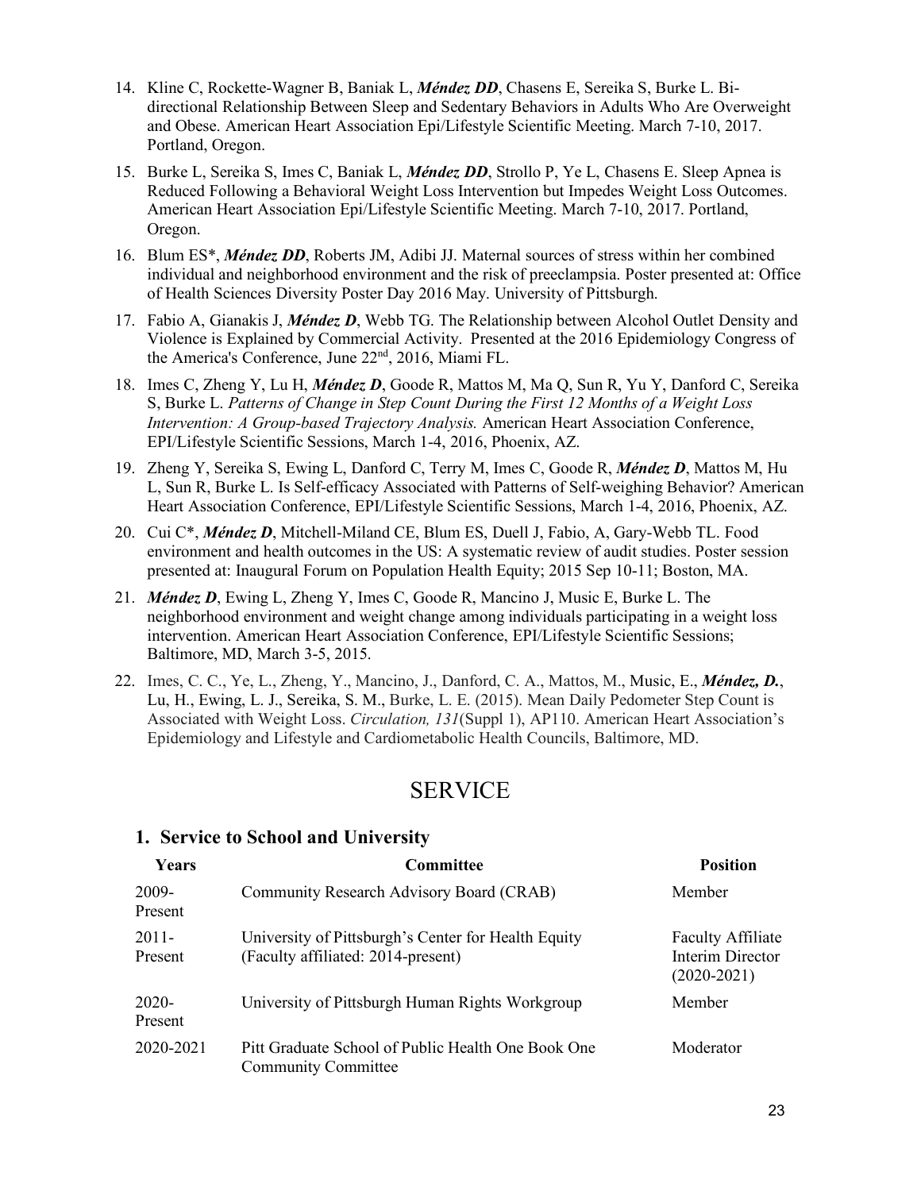14. Kline C, Rockette-Wagner B, Baniak L, ***Méndez DD***, Chasens E, Sereika S, Burke L. Bi-directional Relationship Between Sleep and Sedentary Behaviors in Adults Who Are Overweight and Obese. American Heart Association Epi/Lifestyle Scientific Meeting. March 7-10, 2017. Portland, Oregon.

15. Burke L, Sereika S, Imes C, Baniak L, ***Méndez DD***, Strollo P, Ye L, Chasens E. Sleep Apnea is Reduced Following a Behavioral Weight Loss Intervention but Impedes Weight Loss Outcomes. American Heart Association Epi/Lifestyle Scientific Meeting. March 7-10, 2017. Portland, Oregon.

16. Blum ES*, ***Méndez DD***, Roberts JM, Adibi JJ. Maternal sources of stress within her combined individual and neighborhood environment and the risk of preeclampsia. Poster presented at: Office of Health Sciences Diversity Poster Day 2016 May. University of Pittsburgh.

17. Fabio A, Gianakis J, ***Méndez D***, Webb TG. The Relationship between Alcohol Outlet Density and Violence is Explained by Commercial Activity. Presented at the 2016 Epidemiology Congress of the America's Conference, June 22nd, 2016, Miami FL.

18. Imes C, Zheng Y, Lu H, ***Méndez D***, Goode R, Mattos M, Ma Q, Sun R, Yu Y, Danford C, Sereika S, Burke L. *Patterns of Change in Step Count During the First 12 Months of a Weight Loss Intervention: A Group-based Trajectory Analysis.* American Heart Association Conference, EPI/Lifestyle Scientific Sessions, March 1-4, 2016, Phoenix, AZ.

19. Zheng Y, Sereika S, Ewing L, Danford C, Terry M, Imes C, Goode R, ***Méndez D***, Mattos M, Hu L, Sun R, Burke L. Is Self-efficacy Associated with Patterns of Self-weighing Behavior? American Heart Association Conference, EPI/Lifestyle Scientific Sessions, March 1-4, 2016, Phoenix, AZ.

20. Cui C*, ***Méndez D***, Mitchell-Miland CE, Blum ES, Duell J, Fabio, A, Gary-Webb TL. Food environment and health outcomes in the US: A systematic review of audit studies. Poster session presented at: Inaugural Forum on Population Health Equity; 2015 Sep 10-11; Boston, MA.

21. ***Méndez D***, Ewing L, Zheng Y, Imes C, Goode R, Mancino J, Music E, Burke L. The neighborhood environment and weight change among individuals participating in a weight loss intervention. American Heart Association Conference, EPI/Lifestyle Scientific Sessions; Baltimore, MD, March 3-5, 2015.

22. Imes, C. C., Ye, L., Zheng, Y., Mancino, J., Danford, C. A., Mattos, M., Music, E., ***Méndez, D.***, Lu, H., Ewing, L. J., Sereika, S. M., Burke, L. E. (2015). Mean Daily Pedometer Step Count is Associated with Weight Loss. *Circulation, 131*(Suppl 1), AP110. American Heart Association's Epidemiology and Lifestyle and Cardiometabolic Health Councils, Baltimore, MD.

# SERVICE

## 1. Service to School and University

| Years | Committee | Position |
|---|---|---|
| 2009-Present | Community Research Advisory Board (CRAB) | Member |
| 2011-Present | University of Pittsburgh's Center for Health Equity (Faculty affiliated: 2014-present) | Faculty Affiliate Interim Director (2020-2021) |
| 2020-Present | University of Pittsburgh Human Rights Workgroup | Member |
| 2020-2021 | Pitt Graduate School of Public Health One Book One Community Committee | Moderator |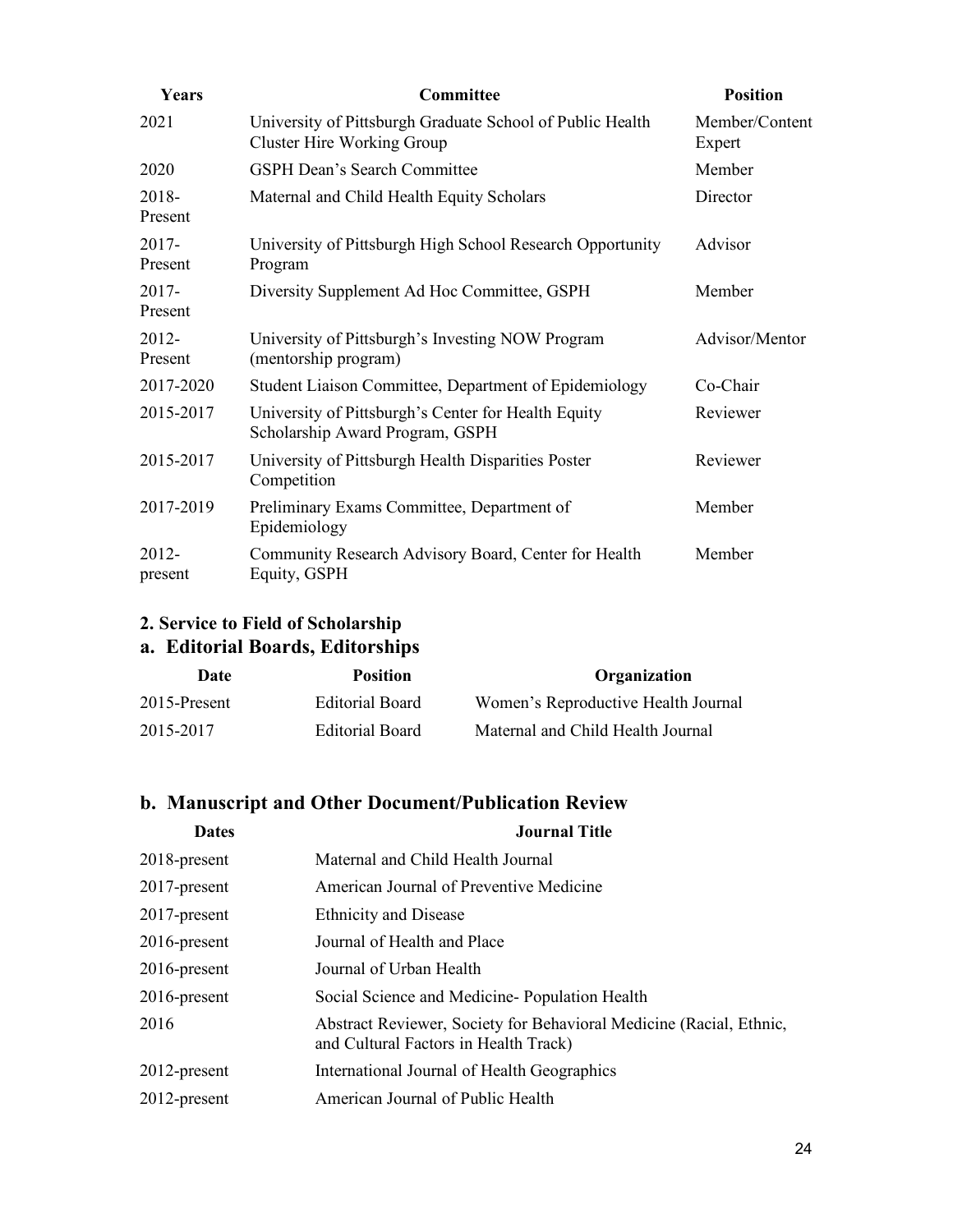| Years | Committee | Position |
|---|---|---|
| 2021 | University of Pittsburgh Graduate School of Public Health Cluster Hire Working Group | Member/Content Expert |
| 2020 | GSPH Dean's Search Committee | Member |
| 2018-Present | Maternal and Child Health Equity Scholars | Director |
| 2017-Present | University of Pittsburgh High School Research Opportunity Program | Advisor |
| 2017-Present | Diversity Supplement Ad Hoc Committee, GSPH | Member |
| 2012-Present | University of Pittsburgh's Investing NOW Program (mentorship program) | Advisor/Mentor |
| 2017-2020 | Student Liaison Committee, Department of Epidemiology | Co-Chair |
| 2015-2017 | University of Pittsburgh's Center for Health Equity Scholarship Award Program, GSPH | Reviewer |
| 2015-2017 | University of Pittsburgh Health Disparities Poster Competition | Reviewer |
| 2017-2019 | Preliminary Exams Committee, Department of Epidemiology | Member |
| 2012-present | Community Research Advisory Board, Center for Health Equity, GSPH | Member |

### 2. Service to Field of Scholarship

### a. Editorial Boards, Editorships

| Date | Position | Organization |
|---|---|---|
| 2015-Present | Editorial Board | Women's Reproductive Health Journal |
| 2015-2017 | Editorial Board | Maternal and Child Health Journal |

### b. Manuscript and Other Document/Publication Review

| Dates | Journal Title |
|---|---|
| 2018-present | Maternal and Child Health Journal |
| 2017-present | American Journal of Preventive Medicine |
| 2017-present | Ethnicity and Disease |
| 2016-present | Journal of Health and Place |
| 2016-present | Journal of Urban Health |
| 2016-present | Social Science and Medicine- Population Health |
| 2016 | Abstract Reviewer, Society for Behavioral Medicine (Racial, Ethnic, and Cultural Factors in Health Track) |
| 2012-present | International Journal of Health Geographics |
| 2012-present | American Journal of Public Health |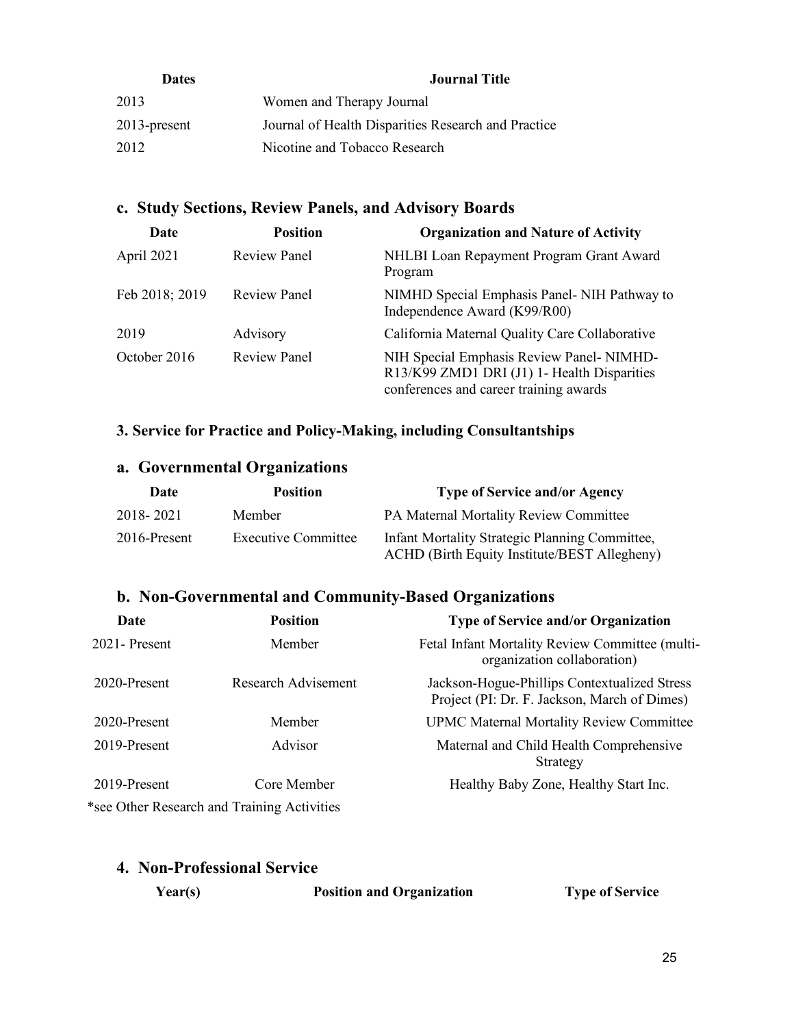| Dates | Journal Title |
|---|---|
| 2013 | Women and Therapy Journal |
| 2013-present | Journal of Health Disparities Research and Practice |
| 2012 | Nicotine and Tobacco Research |

## c. Study Sections, Review Panels, and Advisory Boards

| Date | Position | Organization and Nature of Activity |
|---|---|---|
| April 2021 | Review Panel | NHLBI Loan Repayment Program Grant Award Program |
| Feb 2018; 2019 | Review Panel | NIMHD Special Emphasis Panel- NIH Pathway to Independence Award (K99/R00) |
| 2019 | Advisory | California Maternal Quality Care Collaborative |
| October 2016 | Review Panel | NIH Special Emphasis Review Panel- NIMHD-R13/K99 ZMD1 DRI (J1) 1- Health Disparities conferences and career training awards |

### 3. Service for Practice and Policy-Making, including Consultantships

## a. Governmental Organizations

| Date | Position | Type of Service and/or Agency |
|---|---|---|
| 2018- 2021 | Member | PA Maternal Mortality Review Committee |
| 2016-Present | Executive Committee | Infant Mortality Strategic Planning Committee, ACHD (Birth Equity Institute/BEST Allegheny) |

## b. Non-Governmental and Community-Based Organizations

| Date | Position | Type of Service and/or Organization |
|---|---|---|
| 2021- Present | Member | Fetal Infant Mortality Review Committee (multi-organization collaboration) |
| 2020-Present | Research Advisement | Jackson-Hogue-Phillips Contextualized Stress Project (PI: Dr. F. Jackson, March of Dimes) |
| 2020-Present | Member | UPMC Maternal Mortality Review Committee |
| 2019-Present | Advisor | Maternal and Child Health Comprehensive Strategy |
| 2019-Present | Core Member | Healthy Baby Zone, Healthy Start Inc. |

*see Other Research and Training Activities

## 4. Non-Professional Service

| Year(s) | Position and Organization | Type of Service |
|---|---|---|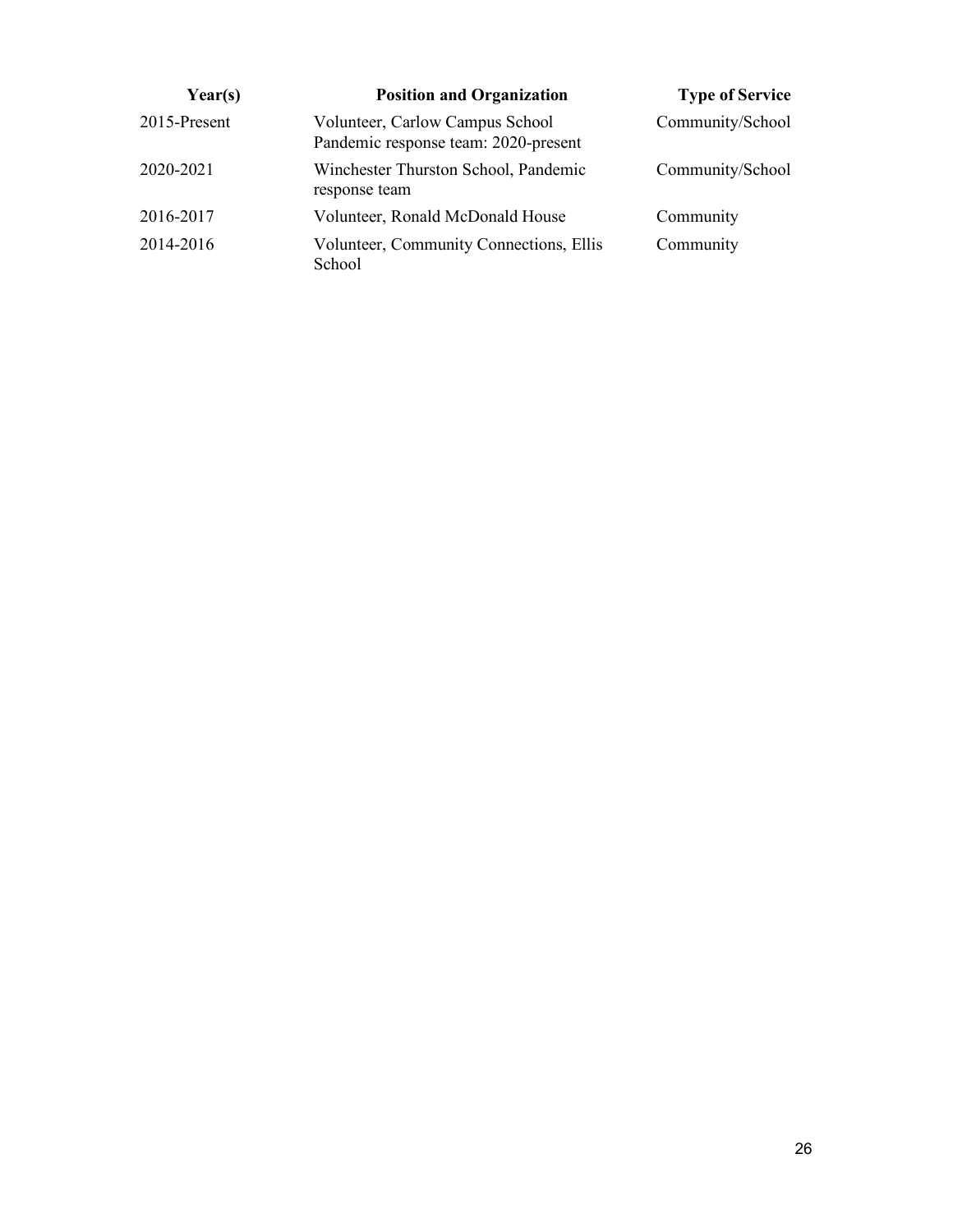| Year(s) | Position and Organization | Type of Service |
|---|---|---|
| 2015-Present | Volunteer, Carlow Campus School Pandemic response team: 2020-present | Community/School |
| 2020-2021 | Winchester Thurston School, Pandemic response team | Community/School |
| 2016-2017 | Volunteer, Ronald McDonald House | Community |
| 2014-2016 | Volunteer, Community Connections, Ellis School | Community |